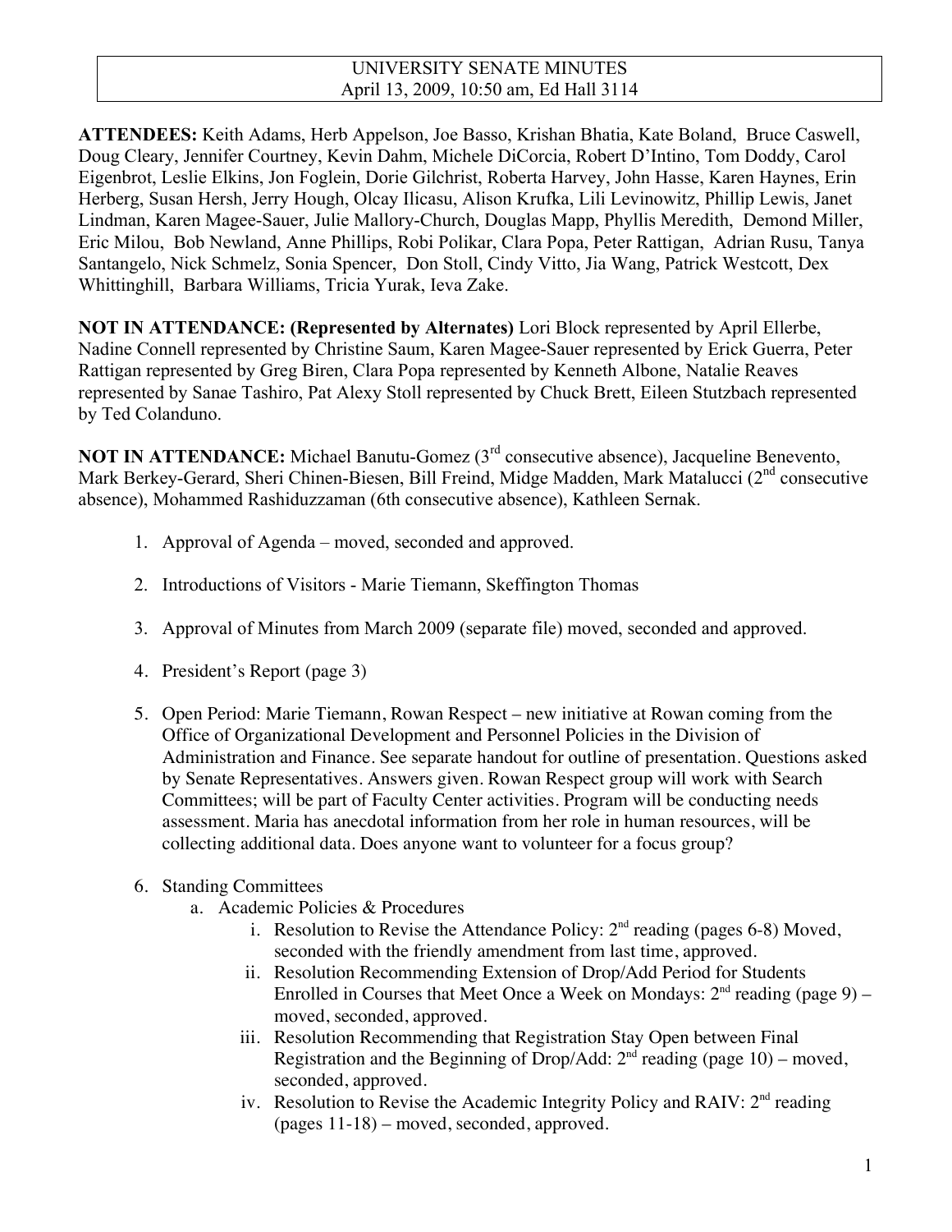# UNIVERSITY SENATE MINUTES
April 13, 2009, 10:50 am, Ed Hall 3114

**ATTENDEES:** Keith Adams, Herb Appelson, Joe Basso, Krishan Bhatia, Kate Boland, Bruce Caswell, Doug Cleary, Jennifer Courtney, Kevin Dahm, Michele DiCorcia, Robert D'Intino, Tom Doddy, Carol Eigenbrot, Leslie Elkins, Jon Foglein, Dorie Gilchrist, Roberta Harvey, John Hasse, Karen Haynes, Erin Herberg, Susan Hersh, Jerry Hough, Olcay Ilicasu, Alison Krufka, Lili Levinowitz, Phillip Lewis, Janet Lindman, Karen Magee-Sauer, Julie Mallory-Church, Douglas Mapp, Phyllis Meredith, Demond Miller, Eric Milou, Bob Newland, Anne Phillips, Robi Polikar, Clara Popa, Peter Rattigan, Adrian Rusu, Tanya Santangelo, Nick Schmelz, Sonia Spencer, Don Stoll, Cindy Vitto, Jia Wang, Patrick Westcott, Dex Whittinghill, Barbara Williams, Tricia Yurak, Ieva Zake.

**NOT IN ATTENDANCE: (Represented by Alternates)** Lori Block represented by April Ellerbe, Nadine Connell represented by Christine Saum, Karen Magee-Sauer represented by Erick Guerra, Peter Rattigan represented by Greg Biren, Clara Popa represented by Kenneth Albone, Natalie Reaves represented by Sanae Tashiro, Pat Alexy Stoll represented by Chuck Brett, Eileen Stutzbach represented by Ted Colanduno.

**NOT IN ATTENDANCE:** Michael Banutu-Gomez (3rd consecutive absence), Jacqueline Benevento, Mark Berkey-Gerard, Sheri Chinen-Biesen, Bill Freind, Midge Madden, Mark Matalucci (2nd consecutive absence), Mohammed Rashiduzzaman (6th consecutive absence), Kathleen Sernak.

1. Approval of Agenda – moved, seconded and approved.
2. Introductions of Visitors - Marie Tiemann, Skeffington Thomas
3. Approval of Minutes from March 2009 (separate file) moved, seconded and approved.
4. President's Report (page 3)
5. Open Period: Marie Tiemann, Rowan Respect – new initiative at Rowan coming from the Office of Organizational Development and Personnel Policies in the Division of Administration and Finance. See separate handout for outline of presentation. Questions asked by Senate Representatives. Answers given. Rowan Respect group will work with Search Committees; will be part of Faculty Center activities. Program will be conducting needs assessment. Maria has anecdotal information from her role in human resources, will be collecting additional data. Does anyone want to volunteer for a focus group?
6. Standing Committees
   a. Academic Policies & Procedures
      i. Resolution to Revise the Attendance Policy: 2nd reading (pages 6-8) Moved, seconded with the friendly amendment from last time, approved.
      ii. Resolution Recommending Extension of Drop/Add Period for Students Enrolled in Courses that Meet Once a Week on Mondays: 2nd reading (page 9) – moved, seconded, approved.
      iii. Resolution Recommending that Registration Stay Open between Final Registration and the Beginning of Drop/Add: 2nd reading (page 10) – moved, seconded, approved.
      iv. Resolution to Revise the Academic Integrity Policy and RAIV: 2nd reading (pages 11-18) – moved, seconded, approved.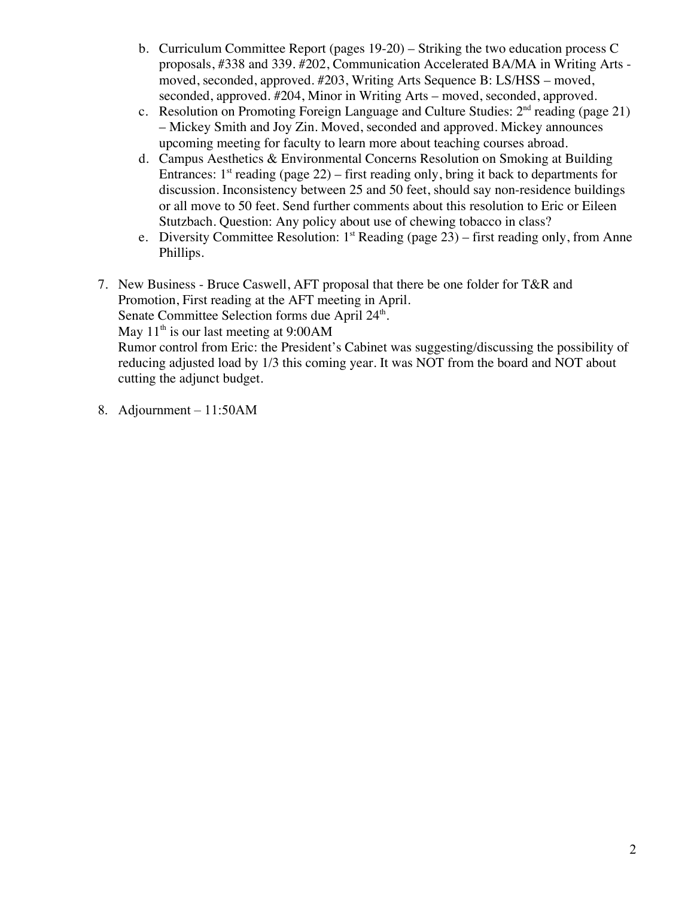b. Curriculum Committee Report (pages 19-20) – Striking the two education process C proposals, #338 and 339. #202, Communication Accelerated BA/MA in Writing Arts - moved, seconded, approved. #203, Writing Arts Sequence B: LS/HSS – moved, seconded, approved. #204, Minor in Writing Arts – moved, seconded, approved.
   c. Resolution on Promoting Foreign Language and Culture Studies: 2nd reading (page 21) – Mickey Smith and Joy Zin. Moved, seconded and approved. Mickey announces upcoming meeting for faculty to learn more about teaching courses abroad.
   d. Campus Aesthetics & Environmental Concerns Resolution on Smoking at Building Entrances: 1st reading (page 22) – first reading only, bring it back to departments for discussion. Inconsistency between 25 and 50 feet, should say non-residence buildings or all move to 50 feet. Send further comments about this resolution to Eric or Eileen Stutzbach. Question: Any policy about use of chewing tobacco in class?
   e. Diversity Committee Resolution: 1st Reading (page 23) – first reading only, from Anne Phillips.

7. New Business - Bruce Caswell, AFT proposal that there be one folder for T&R and Promotion, First reading at the AFT meeting in April.
   Senate Committee Selection forms due April 24th.
   May 11th is our last meeting at 9:00AM
   Rumor control from Eric: the President's Cabinet was suggesting/discussing the possibility of reducing adjusted load by 1/3 this coming year. It was NOT from the board and NOT about cutting the adjunct budget.

8. Adjournment – 11:50AM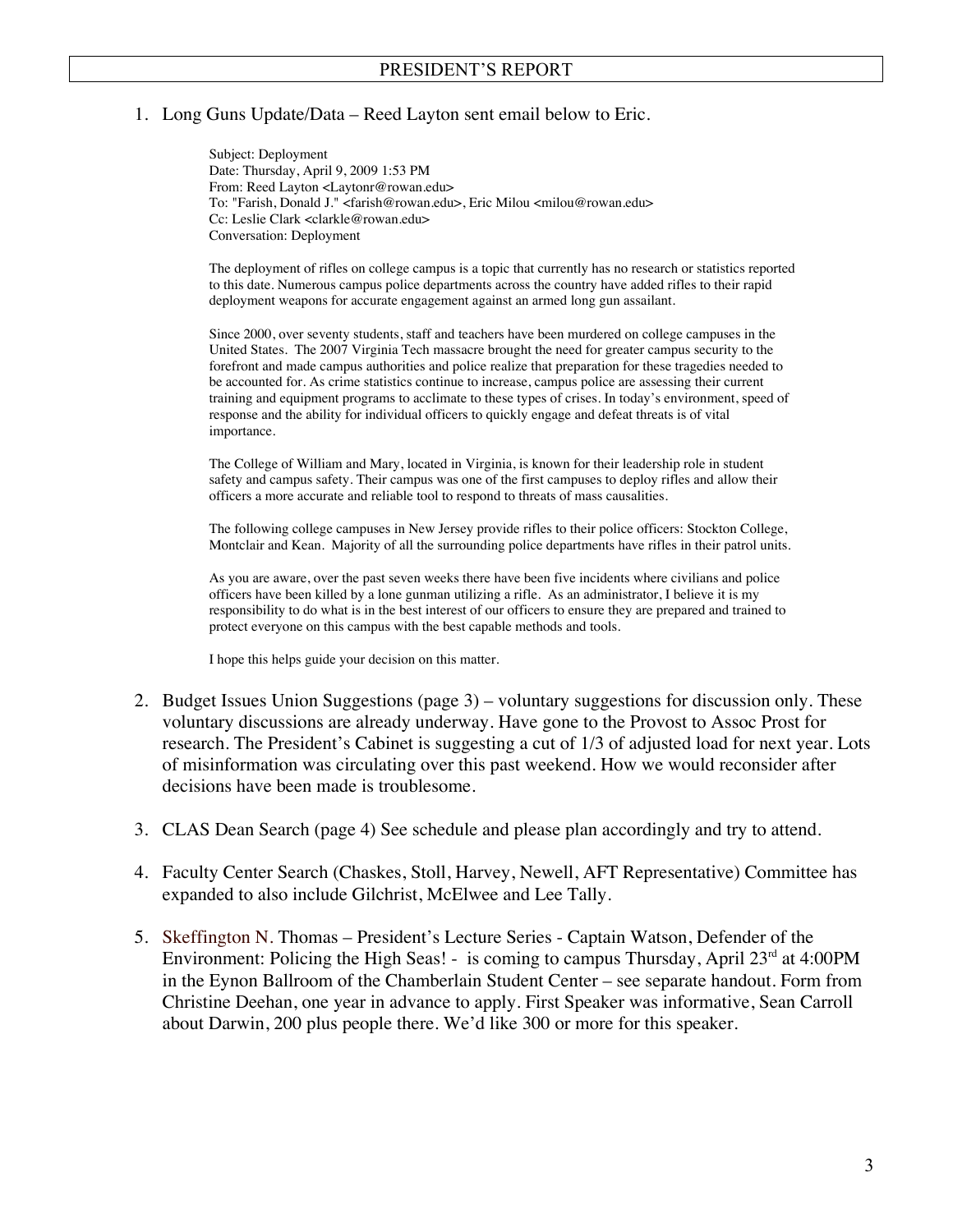# PRESIDENT'S REPORT

1. Long Guns Update/Data – Reed Layton sent email below to Eric.

   Subject: Deployment
   Date: Thursday, April 9, 2009 1:53 PM
   From: Reed Layton <Laytonr@rowan.edu>
   To: "Farish, Donald J." <farish@rowan.edu>, Eric Milou <milou@rowan.edu>
   Cc: Leslie Clark <clarkle@rowan.edu>
   Conversation: Deployment

   The deployment of rifles on college campus is a topic that currently has no research or statistics reported to this date. Numerous campus police departments across the country have added rifles to their rapid deployment weapons for accurate engagement against an armed long gun assailant.

   Since 2000, over seventy students, staff and teachers have been murdered on college campuses in the United States. The 2007 Virginia Tech massacre brought the need for greater campus security to the forefront and made campus authorities and police realize that preparation for these tragedies needed to be accounted for. As crime statistics continue to increase, campus police are assessing their current training and equipment programs to acclimate to these types of crises. In today's environment, speed of response and the ability for individual officers to quickly engage and defeat threats is of vital importance.

   The College of William and Mary, located in Virginia, is known for their leadership role in student safety and campus safety. Their campus was one of the first campuses to deploy rifles and allow their officers a more accurate and reliable tool to respond to threats of mass causalities.

   The following college campuses in New Jersey provide rifles to their police officers: Stockton College, Montclair and Kean. Majority of all the surrounding police departments have rifles in their patrol units.

   As you are aware, over the past seven weeks there have been five incidents where civilians and police officers have been killed by a lone gunman utilizing a rifle. As an administrator, I believe it is my responsibility to do what is in the best interest of our officers to ensure they are prepared and trained to protect everyone on this campus with the best capable methods and tools.

   I hope this helps guide your decision on this matter.

2. Budget Issues Union Suggestions (page 3) – voluntary suggestions for discussion only. These voluntary discussions are already underway. Have gone to the Provost to Assoc Prost for research. The President's Cabinet is suggesting a cut of 1/3 of adjusted load for next year. Lots of misinformation was circulating over this past weekend. How we would reconsider after decisions have been made is troublesome.

3. CLAS Dean Search (page 4) See schedule and please plan accordingly and try to attend.

4. Faculty Center Search (Chaskes, Stoll, Harvey, Newell, AFT Representative) Committee has expanded to also include Gilchrist, McElwee and Lee Tally.

5. Skeffington N. Thomas – President's Lecture Series - Captain Watson, Defender of the Environment: Policing the High Seas! - is coming to campus Thursday, April 23rd at 4:00PM in the Eynon Ballroom of the Chamberlain Student Center – see separate handout. Form from Christine Deehan, one year in advance to apply. First Speaker was informative, Sean Carroll about Darwin, 200 plus people there. We'd like 300 or more for this speaker.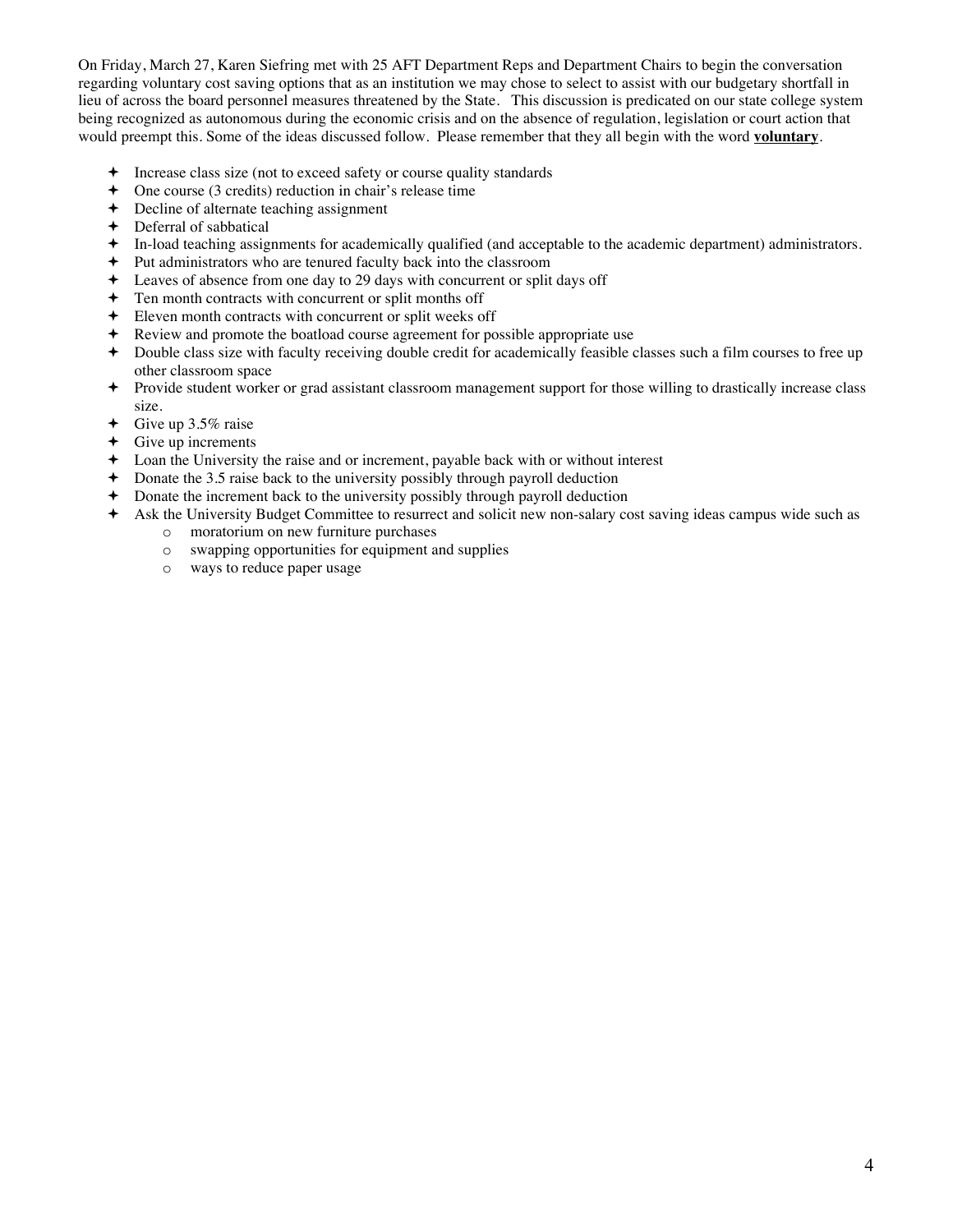On Friday, March 27, Karen Siefring met with 25 AFT Department Reps and Department Chairs to begin the conversation regarding voluntary cost saving options that as an institution we may chose to select to assist with our budgetary shortfall in lieu of across the board personnel measures threatened by the State. This discussion is predicated on our state college system being recognized as autonomous during the economic crisis and on the absence of regulation, legislation or court action that would preempt this. Some of the ideas discussed follow. Please remember that they all begin with the word **voluntary**.

- Increase class size (not to exceed safety or course quality standards
- One course (3 credits) reduction in chair's release time
- Decline of alternate teaching assignment
- Deferral of sabbatical
- In-load teaching assignments for academically qualified (and acceptable to the academic department) administrators.
- Put administrators who are tenured faculty back into the classroom
- Leaves of absence from one day to 29 days with concurrent or split days off
- Ten month contracts with concurrent or split months off
- Eleven month contracts with concurrent or split weeks off
- Review and promote the boatload course agreement for possible appropriate use
- Double class size with faculty receiving double credit for academically feasible classes such a film courses to free up other classroom space
- Provide student worker or grad assistant classroom management support for those willing to drastically increase class size.
- Give up 3.5% raise
- Give up increments
- Loan the University the raise and or increment, payable back with or without interest
- Donate the 3.5 raise back to the university possibly through payroll deduction
- Donate the increment back to the university possibly through payroll deduction
- Ask the University Budget Committee to resurrect and solicit new non-salary cost saving ideas campus wide such as
  - moratorium on new furniture purchases
  - swapping opportunities for equipment and supplies
  - ways to reduce paper usage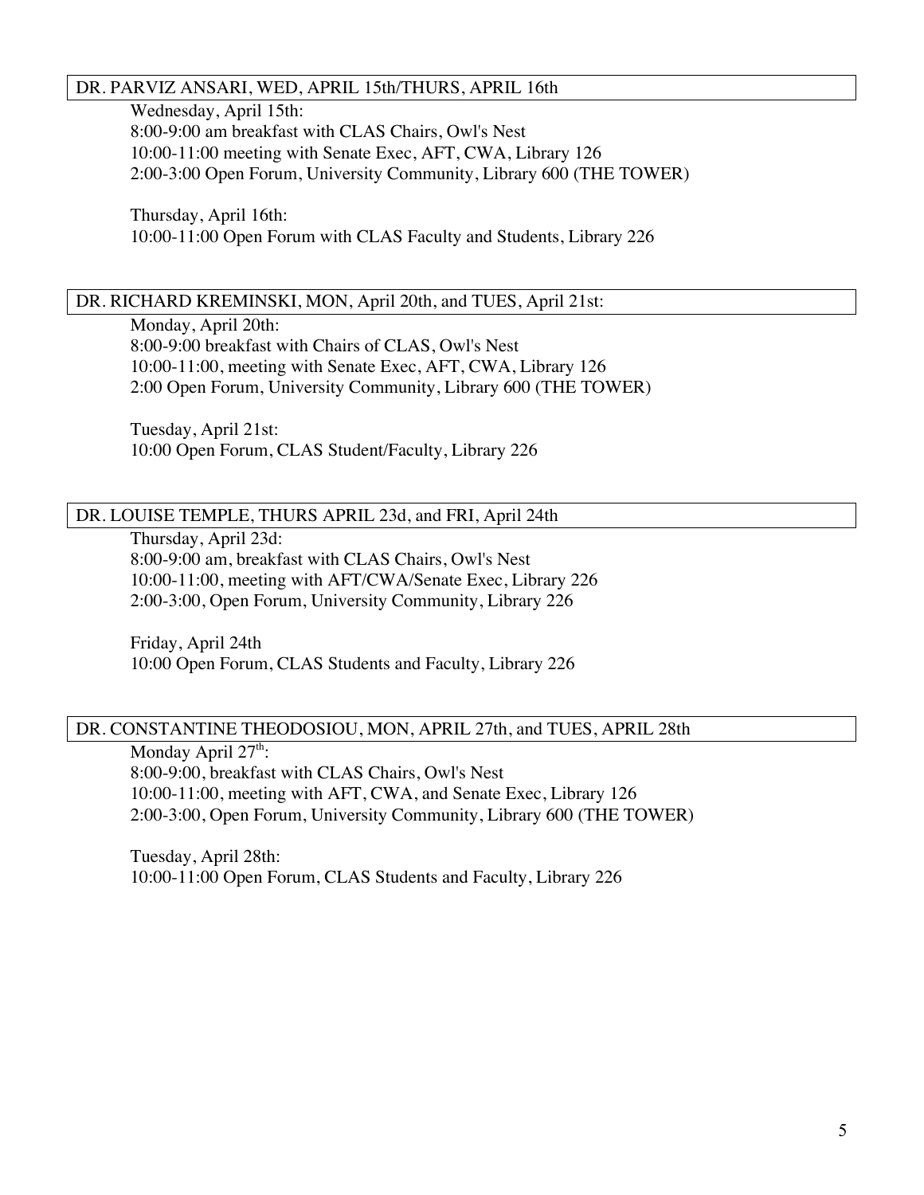### DR. PARVIZ ANSARI, WED, APRIL 15th/THURS, APRIL 16th

Wednesday, April 15th:
8:00-9:00 am breakfast with CLAS Chairs, Owl's Nest
10:00-11:00 meeting with Senate Exec, AFT, CWA, Library 126
2:00-3:00 Open Forum, University Community, Library 600 (THE TOWER)

Thursday, April 16th:
10:00-11:00 Open Forum with CLAS Faculty and Students, Library 226

### DR. RICHARD KREMINSKI, MON, April 20th, and TUES, April 21st:

Monday, April 20th:
8:00-9:00 breakfast with Chairs of CLAS, Owl's Nest
10:00-11:00, meeting with Senate Exec, AFT, CWA, Library 126
2:00 Open Forum, University Community, Library 600 (THE TOWER)

Tuesday, April 21st:
10:00 Open Forum, CLAS Student/Faculty, Library 226

### DR. LOUISE TEMPLE, THURS APRIL 23d, and FRI, April 24th

Thursday, April 23d:
8:00-9:00 am, breakfast with CLAS Chairs, Owl's Nest
10:00-11:00, meeting with AFT/CWA/Senate Exec, Library 226
2:00-3:00, Open Forum, University Community, Library 226

Friday, April 24th
10:00 Open Forum, CLAS Students and Faculty, Library 226

### DR. CONSTANTINE THEODOSIOU, MON, APRIL 27th, and TUES, APRIL 28th

Monday April 27th:
8:00-9:00, breakfast with CLAS Chairs, Owl's Nest
10:00-11:00, meeting with AFT, CWA, and Senate Exec, Library 126
2:00-3:00, Open Forum, University Community, Library 600 (THE TOWER)

Tuesday, April 28th:
10:00-11:00 Open Forum, CLAS Students and Faculty, Library 226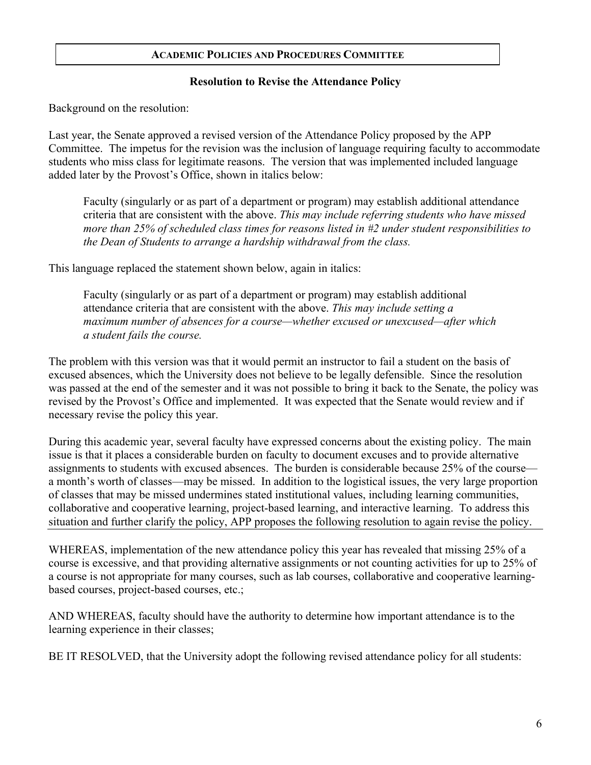## Academic Policies and Procedures Committee

### Resolution to Revise the Attendance Policy

Background on the resolution:

Last year, the Senate approved a revised version of the Attendance Policy proposed by the APP Committee. The impetus for the revision was the inclusion of language requiring faculty to accommodate students who miss class for legitimate reasons. The version that was implemented included language added later by the Provost's Office, shown in italics below:

> Faculty (singularly or as part of a department or program) may establish additional attendance criteria that are consistent with the above. *This may include referring students who have missed more than 25% of scheduled class times for reasons listed in #2 under student responsibilities to the Dean of Students to arrange a hardship withdrawal from the class.*

This language replaced the statement shown below, again in italics:

> Faculty (singularly or as part of a department or program) may establish additional attendance criteria that are consistent with the above. *This may include setting a maximum number of absences for a course—whether excused or unexcused—after which a student fails the course.*

The problem with this version was that it would permit an instructor to fail a student on the basis of excused absences, which the University does not believe to be legally defensible. Since the resolution was passed at the end of the semester and it was not possible to bring it back to the Senate, the policy was revised by the Provost's Office and implemented. It was expected that the Senate would review and if necessary revise the policy this year.

During this academic year, several faculty have expressed concerns about the existing policy. The main issue is that it places a considerable burden on faculty to document excuses and to provide alternative assignments to students with excused absences. The burden is considerable because 25% of the course—a month's worth of classes—may be missed. In addition to the logistical issues, the very large proportion of classes that may be missed undermines stated institutional values, including learning communities, collaborative and cooperative learning, project-based learning, and interactive learning. To address this situation and further clarify the policy, APP proposes the following resolution to again revise the policy.

---

WHEREAS, implementation of the new attendance policy this year has revealed that missing 25% of a course is excessive, and that providing alternative assignments or not counting activities for up to 25% of a course is not appropriate for many courses, such as lab courses, collaborative and cooperative learning-based courses, project-based courses, etc.;

AND WHEREAS, faculty should have the authority to determine how important attendance is to the learning experience in their classes;

BE IT RESOLVED, that the University adopt the following revised attendance policy for all students: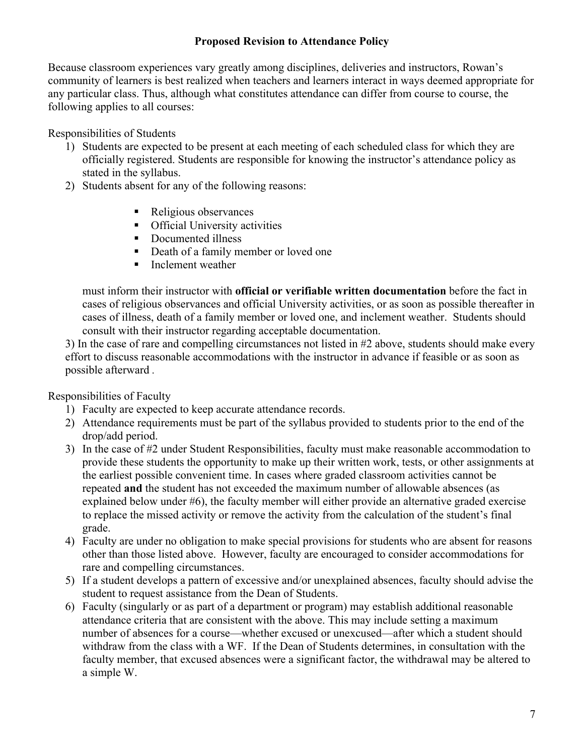## Proposed Revision to Attendance Policy

Because classroom experiences vary greatly among disciplines, deliveries and instructors, Rowan's community of learners is best realized when teachers and learners interact in ways deemed appropriate for any particular class. Thus, although what constitutes attendance can differ from course to course, the following applies to all courses:

Responsibilities of Students

1) Students are expected to be present at each meeting of each scheduled class for which they are officially registered. Students are responsible for knowing the instructor's attendance policy as stated in the syllabus.
2) Students absent for any of the following reasons:

    - Religious observances
    - Official University activities
    - Documented illness
    - Death of a family member or loved one
    - Inclement weather

    must inform their instructor with **official or verifiable written documentation** before the fact in cases of religious observances and official University activities, or as soon as possible thereafter in cases of illness, death of a family member or loved one, and inclement weather. Students should consult with their instructor regarding acceptable documentation.

3) In the case of rare and compelling circumstances not listed in #2 above, students should make every effort to discuss reasonable accommodations with the instructor in advance if feasible or as soon as possible afterward .

Responsibilities of Faculty

1) Faculty are expected to keep accurate attendance records.
2) Attendance requirements must be part of the syllabus provided to students prior to the end of the drop/add period.
3) In the case of #2 under Student Responsibilities, faculty must make reasonable accommodation to provide these students the opportunity to make up their written work, tests, or other assignments at the earliest possible convenient time. In cases where graded classroom activities cannot be repeated **and** the student has not exceeded the maximum number of allowable absences (as explained below under #6), the faculty member will either provide an alternative graded exercise to replace the missed activity or remove the activity from the calculation of the student's final grade.
4) Faculty are under no obligation to make special provisions for students who are absent for reasons other than those listed above. However, faculty are encouraged to consider accommodations for rare and compelling circumstances.
5) If a student develops a pattern of excessive and/or unexplained absences, faculty should advise the student to request assistance from the Dean of Students.
6) Faculty (singularly or as part of a department or program) may establish additional reasonable attendance criteria that are consistent with the above. This may include setting a maximum number of absences for a course—whether excused or unexcused—after which a student should withdraw from the class with a WF. If the Dean of Students determines, in consultation with the faculty member, that excused absences were a significant factor, the withdrawal may be altered to a simple W.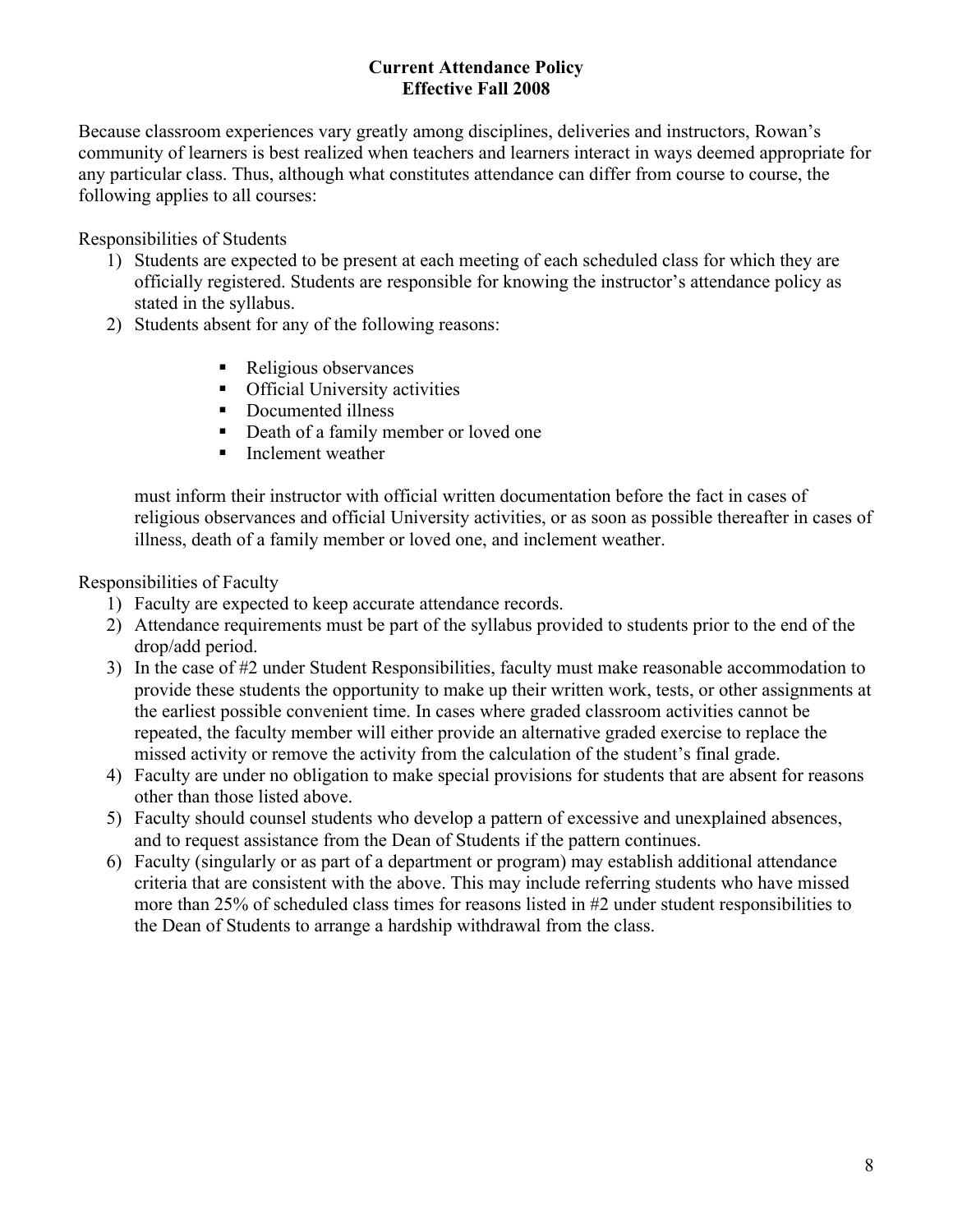## Current Attendance Policy
## Effective Fall 2008

Because classroom experiences vary greatly among disciplines, deliveries and instructors, Rowan's community of learners is best realized when teachers and learners interact in ways deemed appropriate for any particular class. Thus, although what constitutes attendance can differ from course to course, the following applies to all courses:

Responsibilities of Students

1) Students are expected to be present at each meeting of each scheduled class for which they are officially registered. Students are responsible for knowing the instructor's attendance policy as stated in the syllabus.
2) Students absent for any of the following reasons:

    - Religious observances
    - Official University activities
    - Documented illness
    - Death of a family member or loved one
    - Inclement weather

    must inform their instructor with official written documentation before the fact in cases of religious observances and official University activities, or as soon as possible thereafter in cases of illness, death of a family member or loved one, and inclement weather.

Responsibilities of Faculty

1) Faculty are expected to keep accurate attendance records.
2) Attendance requirements must be part of the syllabus provided to students prior to the end of the drop/add period.
3) In the case of #2 under Student Responsibilities, faculty must make reasonable accommodation to provide these students the opportunity to make up their written work, tests, or other assignments at the earliest possible convenient time. In cases where graded classroom activities cannot be repeated, the faculty member will either provide an alternative graded exercise to replace the missed activity or remove the activity from the calculation of the student's final grade.
4) Faculty are under no obligation to make special provisions for students that are absent for reasons other than those listed above.
5) Faculty should counsel students who develop a pattern of excessive and unexplained absences, and to request assistance from the Dean of Students if the pattern continues.
6) Faculty (singularly or as part of a department or program) may establish additional attendance criteria that are consistent with the above. This may include referring students who have missed more than 25% of scheduled class times for reasons listed in #2 under student responsibilities to the Dean of Students to arrange a hardship withdrawal from the class.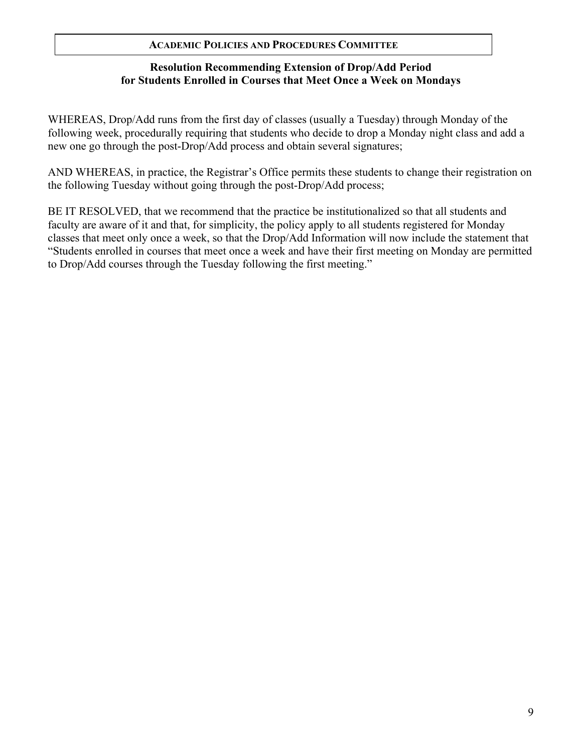## Academic Policies and Procedures Committee

### Resolution Recommending Extension of Drop/Add Period for Students Enrolled in Courses that Meet Once a Week on Mondays

WHEREAS, Drop/Add runs from the first day of classes (usually a Tuesday) through Monday of the following week, procedurally requiring that students who decide to drop a Monday night class and add a new one go through the post-Drop/Add process and obtain several signatures;

AND WHEREAS, in practice, the Registrar's Office permits these students to change their registration on the following Tuesday without going through the post-Drop/Add process;

BE IT RESOLVED, that we recommend that the practice be institutionalized so that all students and faculty are aware of it and that, for simplicity, the policy apply to all students registered for Monday classes that meet only once a week, so that the Drop/Add Information will now include the statement that "Students enrolled in courses that meet once a week and have their first meeting on Monday are permitted to Drop/Add courses through the Tuesday following the first meeting."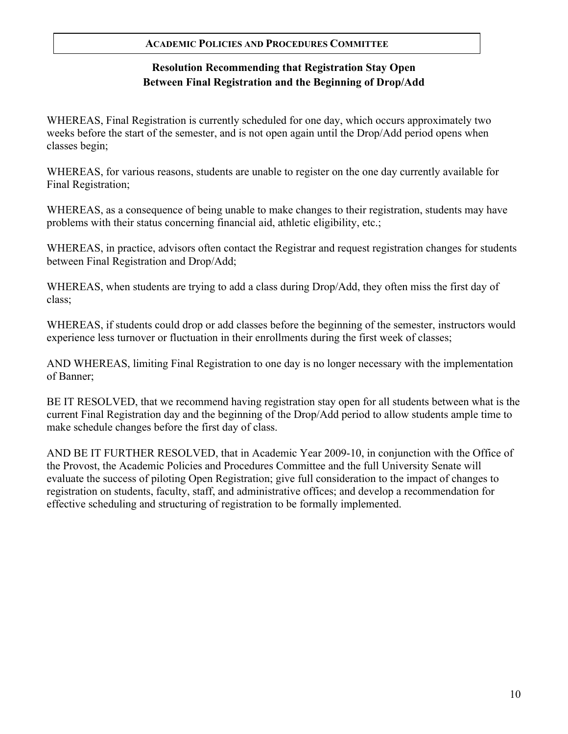**Academic Policies and Procedures Committee**

## Resolution Recommending that Registration Stay Open Between Final Registration and the Beginning of Drop/Add

WHEREAS, Final Registration is currently scheduled for one day, which occurs approximately two weeks before the start of the semester, and is not open again until the Drop/Add period opens when classes begin;

WHEREAS, for various reasons, students are unable to register on the one day currently available for Final Registration;

WHEREAS, as a consequence of being unable to make changes to their registration, students may have problems with their status concerning financial aid, athletic eligibility, etc.;

WHEREAS, in practice, advisors often contact the Registrar and request registration changes for students between Final Registration and Drop/Add;

WHEREAS, when students are trying to add a class during Drop/Add, they often miss the first day of class;

WHEREAS, if students could drop or add classes before the beginning of the semester, instructors would experience less turnover or fluctuation in their enrollments during the first week of classes;

AND WHEREAS, limiting Final Registration to one day is no longer necessary with the implementation of Banner;

BE IT RESOLVED, that we recommend having registration stay open for all students between what is the current Final Registration day and the beginning of the Drop/Add period to allow students ample time to make schedule changes before the first day of class.

AND BE IT FURTHER RESOLVED, that in Academic Year 2009-10, in conjunction with the Office of the Provost, the Academic Policies and Procedures Committee and the full University Senate will evaluate the success of piloting Open Registration; give full consideration to the impact of changes to registration on students, faculty, staff, and administrative offices; and develop a recommendation for effective scheduling and structuring of registration to be formally implemented.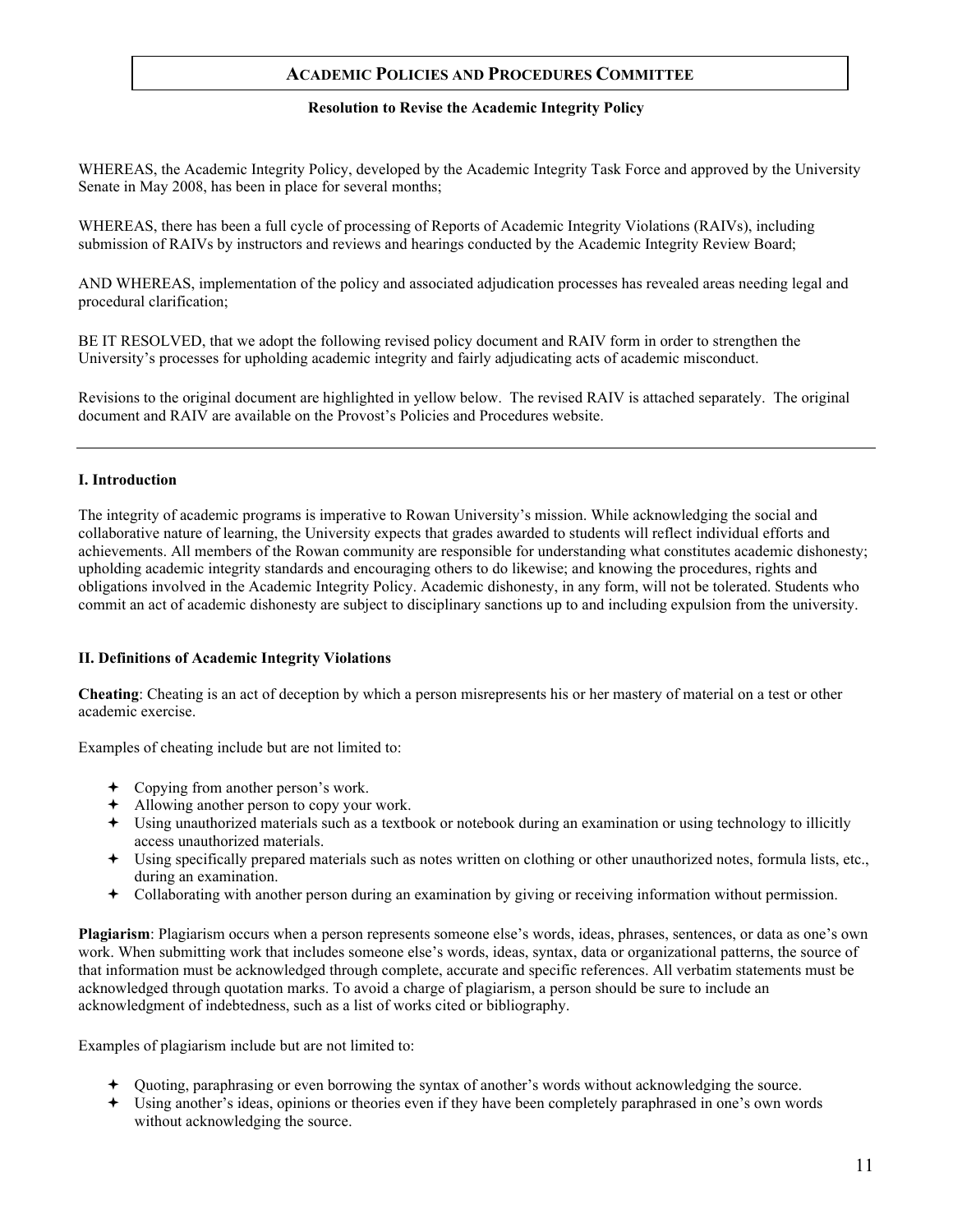## ACADEMIC POLICIES AND PROCEDURES COMMITTEE

**Resolution to Revise the Academic Integrity Policy**

WHEREAS, the Academic Integrity Policy, developed by the Academic Integrity Task Force and approved by the University Senate in May 2008, has been in place for several months;

WHEREAS, there has been a full cycle of processing of Reports of Academic Integrity Violations (RAIVs), including submission of RAIVs by instructors and reviews and hearings conducted by the Academic Integrity Review Board;

AND WHEREAS, implementation of the policy and associated adjudication processes has revealed areas needing legal and procedural clarification;

BE IT RESOLVED, that we adopt the following revised policy document and RAIV form in order to strengthen the University's processes for upholding academic integrity and fairly adjudicating acts of academic misconduct.

Revisions to the original document are highlighted in yellow below. The revised RAIV is attached separately. The original document and RAIV are available on the Provost's Policies and Procedures website.

---

### I. Introduction

The integrity of academic programs is imperative to Rowan University's mission. While acknowledging the social and collaborative nature of learning, the University expects that grades awarded to students will reflect individual efforts and achievements. All members of the Rowan community are responsible for understanding what constitutes academic dishonesty; upholding academic integrity standards and encouraging others to do likewise; and knowing the procedures, rights and obligations involved in the Academic Integrity Policy. Academic dishonesty, in any form, will not be tolerated. Students who commit an act of academic dishonesty are subject to disciplinary sanctions up to and including expulsion from the university.

### II. Definitions of Academic Integrity Violations

**Cheating**: Cheating is an act of deception by which a person misrepresents his or her mastery of material on a test or other academic exercise.

Examples of cheating include but are not limited to:

- Copying from another person's work.
- Allowing another person to copy your work.
- Using unauthorized materials such as a textbook or notebook during an examination or using technology to illicitly access unauthorized materials.
- Using specifically prepared materials such as notes written on clothing or other unauthorized notes, formula lists, etc., during an examination.
- Collaborating with another person during an examination by giving or receiving information without permission.

**Plagiarism**: Plagiarism occurs when a person represents someone else's words, ideas, phrases, sentences, or data as one's own work. When submitting work that includes someone else's words, ideas, syntax, data or organizational patterns, the source of that information must be acknowledged through complete, accurate and specific references. All verbatim statements must be acknowledged through quotation marks. To avoid a charge of plagiarism, a person should be sure to include an acknowledgment of indebtedness, such as a list of works cited or bibliography.

Examples of plagiarism include but are not limited to:

- Quoting, paraphrasing or even borrowing the syntax of another's words without acknowledging the source.
- Using another's ideas, opinions or theories even if they have been completely paraphrased in one's own words without acknowledging the source.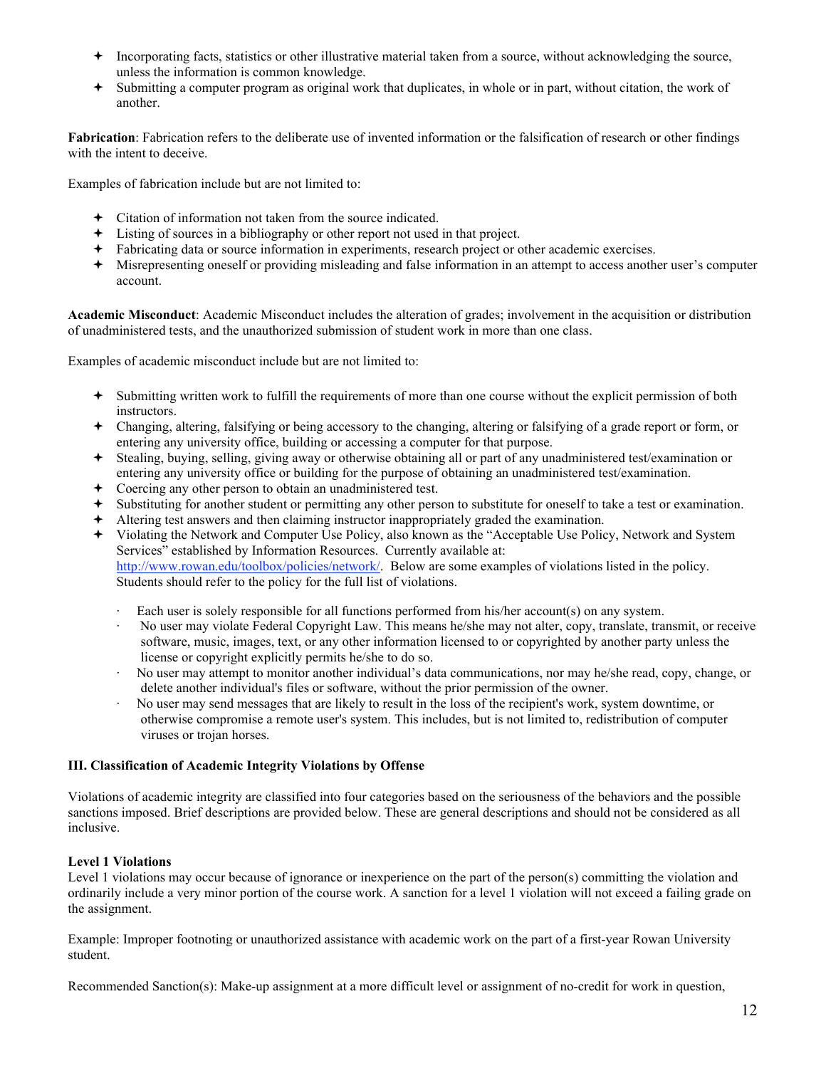- Incorporating facts, statistics or other illustrative material taken from a source, without acknowledging the source, unless the information is common knowledge.
- Submitting a computer program as original work that duplicates, in whole or in part, without citation, the work of another.

**Fabrication**: Fabrication refers to the deliberate use of invented information or the falsification of research or other findings with the intent to deceive.

Examples of fabrication include but are not limited to:

- Citation of information not taken from the source indicated.
- Listing of sources in a bibliography or other report not used in that project.
- Fabricating data or source information in experiments, research project or other academic exercises.
- Misrepresenting oneself or providing misleading and false information in an attempt to access another user's computer account.

**Academic Misconduct**: Academic Misconduct includes the alteration of grades; involvement in the acquisition or distribution of unadministered tests, and the unauthorized submission of student work in more than one class.

Examples of academic misconduct include but are not limited to:

- Submitting written work to fulfill the requirements of more than one course without the explicit permission of both instructors.
- Changing, altering, falsifying or being accessory to the changing, altering or falsifying of a grade report or form, or entering any university office, building or accessing a computer for that purpose.
- Stealing, buying, selling, giving away or otherwise obtaining all or part of any unadministered test/examination or entering any university office or building for the purpose of obtaining an unadministered test/examination.
- Coercing any other person to obtain an unadministered test.
- Substituting for another student or permitting any other person to substitute for oneself to take a test or examination.
- Altering test answers and then claiming instructor inappropriately graded the examination.
- Violating the Network and Computer Use Policy, also known as the "Acceptable Use Policy, Network and System Services" established by Information Resources. Currently available at: [http://www.rowan.edu/toolbox/policies/network/](http://www.rowan.edu/toolbox/policies/network/). Below are some examples of violations listed in the policy. Students should refer to the policy for the full list of violations.
    - Each user is solely responsible for all functions performed from his/her account(s) on any system.
    - No user may violate Federal Copyright Law. This means he/she may not alter, copy, translate, transmit, or receive software, music, images, text, or any other information licensed to or copyrighted by another party unless the license or copyright explicitly permits he/she to do so.
    - No user may attempt to monitor another individual's data communications, nor may he/she read, copy, change, or delete another individual's files or software, without the prior permission of the owner.
    - No user may send messages that are likely to result in the loss of the recipient's work, system downtime, or otherwise compromise a remote user's system. This includes, but is not limited to, redistribution of computer viruses or trojan horses.

### III. Classification of Academic Integrity Violations by Offense

Violations of academic integrity are classified into four categories based on the seriousness of the behaviors and the possible sanctions imposed. Brief descriptions are provided below. These are general descriptions and should not be considered as all inclusive.

#### Level 1 Violations

Level 1 violations may occur because of ignorance or inexperience on the part of the person(s) committing the violation and ordinarily include a very minor portion of the course work. A sanction for a level 1 violation will not exceed a failing grade on the assignment.

Example: Improper footnoting or unauthorized assistance with academic work on the part of a first-year Rowan University student.

Recommended Sanction(s): Make-up assignment at a more difficult level or assignment of no-credit for work in question,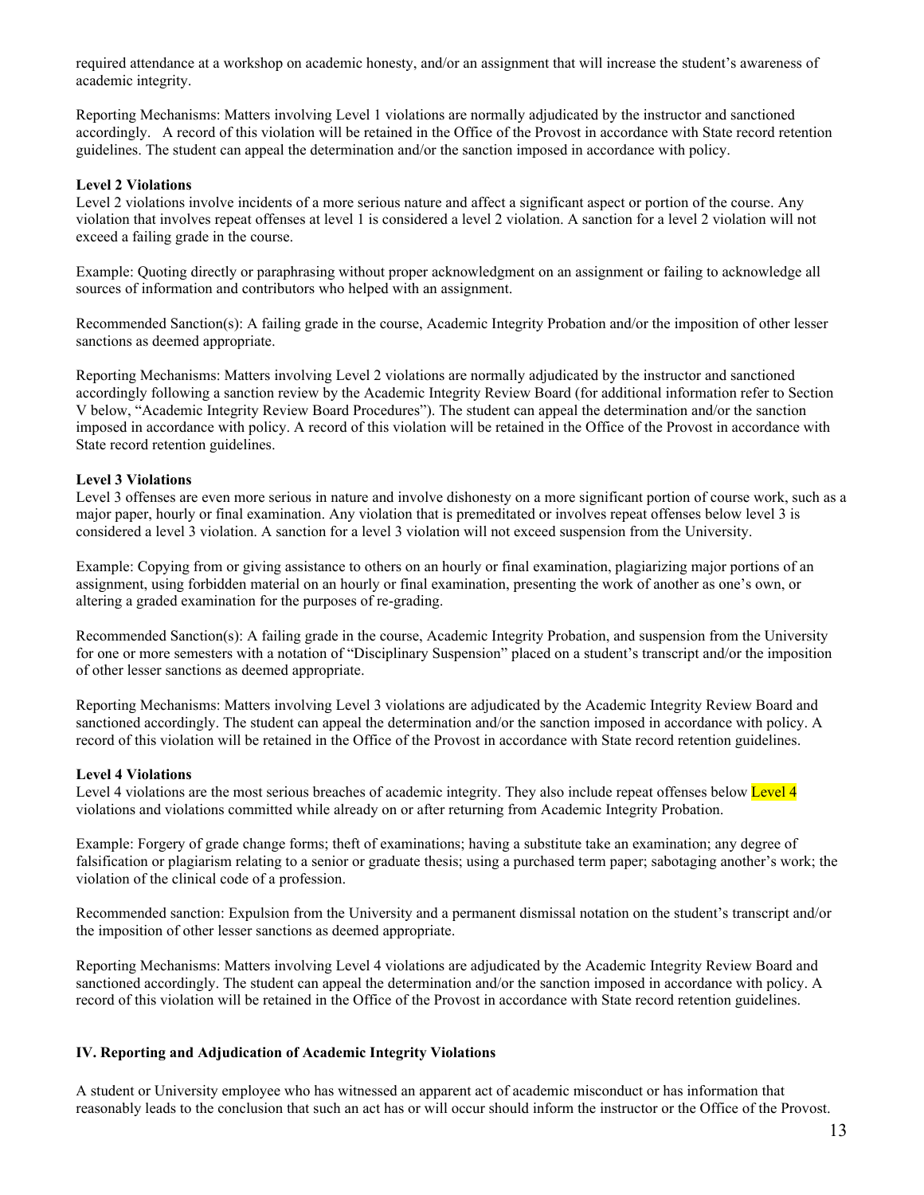required attendance at a workshop on academic honesty, and/or an assignment that will increase the student's awareness of academic integrity.

Reporting Mechanisms: Matters involving Level 1 violations are normally adjudicated by the instructor and sanctioned accordingly. A record of this violation will be retained in the Office of the Provost in accordance with State record retention guidelines. The student can appeal the determination and/or the sanction imposed in accordance with policy.

**Level 2 Violations**
Level 2 violations involve incidents of a more serious nature and affect a significant aspect or portion of the course. Any violation that involves repeat offenses at level 1 is considered a level 2 violation. A sanction for a level 2 violation will not exceed a failing grade in the course.

Example: Quoting directly or paraphrasing without proper acknowledgment on an assignment or failing to acknowledge all sources of information and contributors who helped with an assignment.

Recommended Sanction(s): A failing grade in the course, Academic Integrity Probation and/or the imposition of other lesser sanctions as deemed appropriate.

Reporting Mechanisms: Matters involving Level 2 violations are normally adjudicated by the instructor and sanctioned accordingly following a sanction review by the Academic Integrity Review Board (for additional information refer to Section V below, "Academic Integrity Review Board Procedures"). The student can appeal the determination and/or the sanction imposed in accordance with policy. A record of this violation will be retained in the Office of the Provost in accordance with State record retention guidelines.

**Level 3 Violations**
Level 3 offenses are even more serious in nature and involve dishonesty on a more significant portion of course work, such as a major paper, hourly or final examination. Any violation that is premeditated or involves repeat offenses below level 3 is considered a level 3 violation. A sanction for a level 3 violation will not exceed suspension from the University.

Example: Copying from or giving assistance to others on an hourly or final examination, plagiarizing major portions of an assignment, using forbidden material on an hourly or final examination, presenting the work of another as one's own, or altering a graded examination for the purposes of re-grading.

Recommended Sanction(s): A failing grade in the course, Academic Integrity Probation, and suspension from the University for one or more semesters with a notation of "Disciplinary Suspension" placed on a student's transcript and/or the imposition of other lesser sanctions as deemed appropriate.

Reporting Mechanisms: Matters involving Level 3 violations are adjudicated by the Academic Integrity Review Board and sanctioned accordingly. The student can appeal the determination and/or the sanction imposed in accordance with policy. A record of this violation will be retained in the Office of the Provost in accordance with State record retention guidelines.

**Level 4 Violations**
Level 4 violations are the most serious breaches of academic integrity. They also include repeat offenses below Level 4 violations and violations committed while already on or after returning from Academic Integrity Probation.

Example: Forgery of grade change forms; theft of examinations; having a substitute take an examination; any degree of falsification or plagiarism relating to a senior or graduate thesis; using a purchased term paper; sabotaging another's work; the violation of the clinical code of a profession.

Recommended sanction: Expulsion from the University and a permanent dismissal notation on the student's transcript and/or the imposition of other lesser sanctions as deemed appropriate.

Reporting Mechanisms: Matters involving Level 4 violations are adjudicated by the Academic Integrity Review Board and sanctioned accordingly. The student can appeal the determination and/or the sanction imposed in accordance with policy. A record of this violation will be retained in the Office of the Provost in accordance with State record retention guidelines.

## IV. Reporting and Adjudication of Academic Integrity Violations

A student or University employee who has witnessed an apparent act of academic misconduct or has information that reasonably leads to the conclusion that such an act has or will occur should inform the instructor or the Office of the Provost.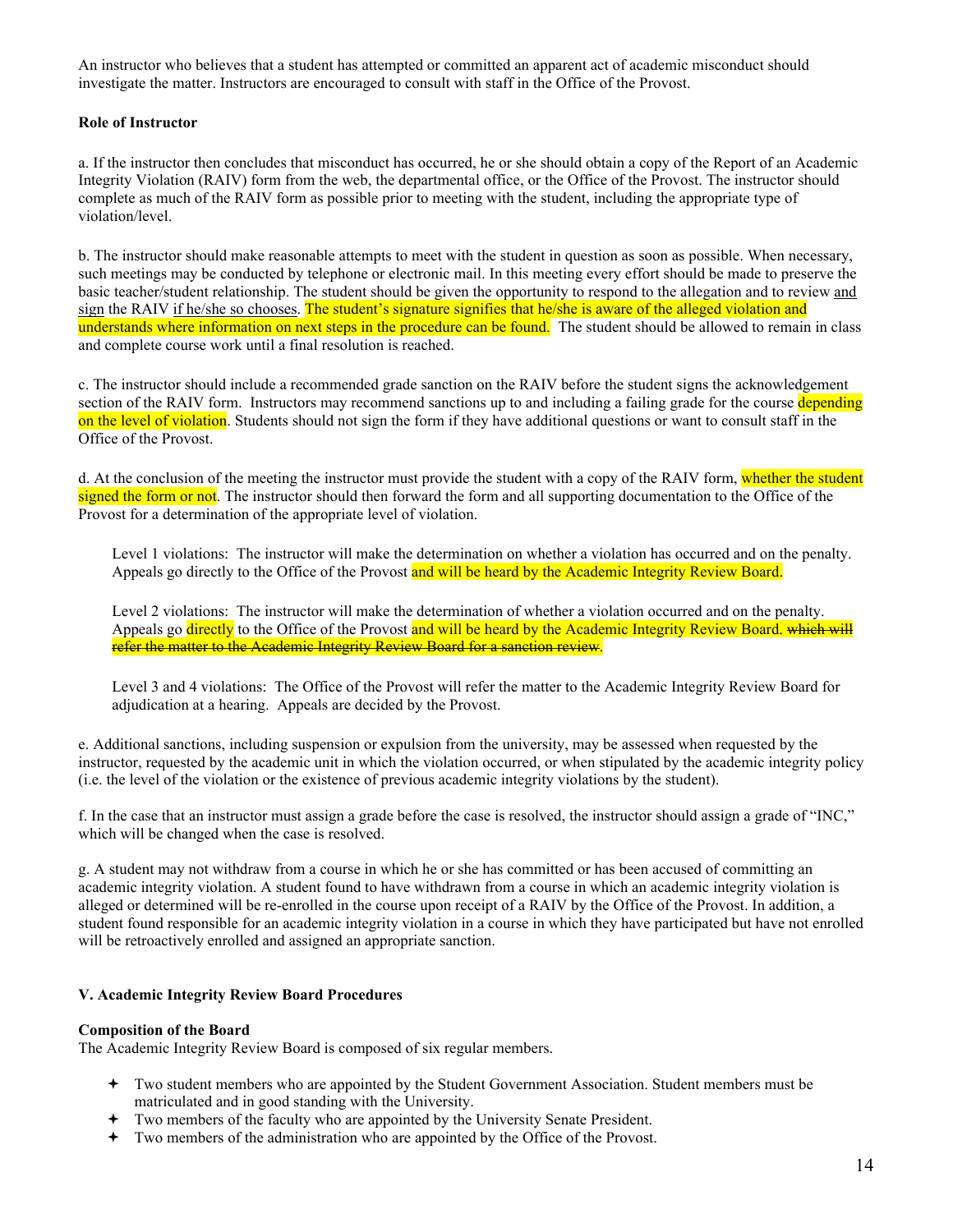An instructor who believes that a student has attempted or committed an apparent act of academic misconduct should investigate the matter. Instructors are encouraged to consult with staff in the Office of the Provost.

**Role of Instructor**

a. If the instructor then concludes that misconduct has occurred, he or she should obtain a copy of the Report of an Academic Integrity Violation (RAIV) form from the web, the departmental office, or the Office of the Provost. The instructor should complete as much of the RAIV form as possible prior to meeting with the student, including the appropriate type of violation/level.

b. The instructor should make reasonable attempts to meet with the student in question as soon as possible. When necessary, such meetings may be conducted by telephone or electronic mail. In this meeting every effort should be made to preserve the basic teacher/student relationship. The student should be given the opportunity to respond to the allegation and to review and sign the RAIV if he/she so chooses. The student's signature signifies that he/she is aware of the alleged violation and understands where information on next steps in the procedure can be found. The student should be allowed to remain in class and complete course work until a final resolution is reached.

c. The instructor should include a recommended grade sanction on the RAIV before the student signs the acknowledgement section of the RAIV form. Instructors may recommend sanctions up to and including a failing grade for the course depending on the level of violation. Students should not sign the form if they have additional questions or want to consult staff in the Office of the Provost.

d. At the conclusion of the meeting the instructor must provide the student with a copy of the RAIV form, whether the student signed the form or not. The instructor should then forward the form and all supporting documentation to the Office of the Provost for a determination of the appropriate level of violation.

> Level 1 violations: The instructor will make the determination on whether a violation has occurred and on the penalty. Appeals go directly to the Office of the Provost and will be heard by the Academic Integrity Review Board.
>
> Level 2 violations: The instructor will make the determination of whether a violation occurred and on the penalty. Appeals go directly to the Office of the Provost and will be heard by the Academic Integrity Review Board. ~~which will refer the matter to the Academic Integrity Review Board for a sanction review.~~
>
> Level 3 and 4 violations: The Office of the Provost will refer the matter to the Academic Integrity Review Board for adjudication at a hearing. Appeals are decided by the Provost.

e. Additional sanctions, including suspension or expulsion from the university, may be assessed when requested by the instructor, requested by the academic unit in which the violation occurred, or when stipulated by the academic integrity policy (i.e. the level of the violation or the existence of previous academic integrity violations by the student).

f. In the case that an instructor must assign a grade before the case is resolved, the instructor should assign a grade of "INC," which will be changed when the case is resolved.

g. A student may not withdraw from a course in which he or she has committed or has been accused of committing an academic integrity violation. A student found to have withdrawn from a course in which an academic integrity violation is alleged or determined will be re-enrolled in the course upon receipt of a RAIV by the Office of the Provost. In addition, a student found responsible for an academic integrity violation in a course in which they have participated but have not enrolled will be retroactively enrolled and assigned an appropriate sanction.

**V. Academic Integrity Review Board Procedures**

**Composition of the Board**

The Academic Integrity Review Board is composed of six regular members.

- Two student members who are appointed by the Student Government Association. Student members must be matriculated and in good standing with the University.
- Two members of the faculty who are appointed by the University Senate President.
- Two members of the administration who are appointed by the Office of the Provost.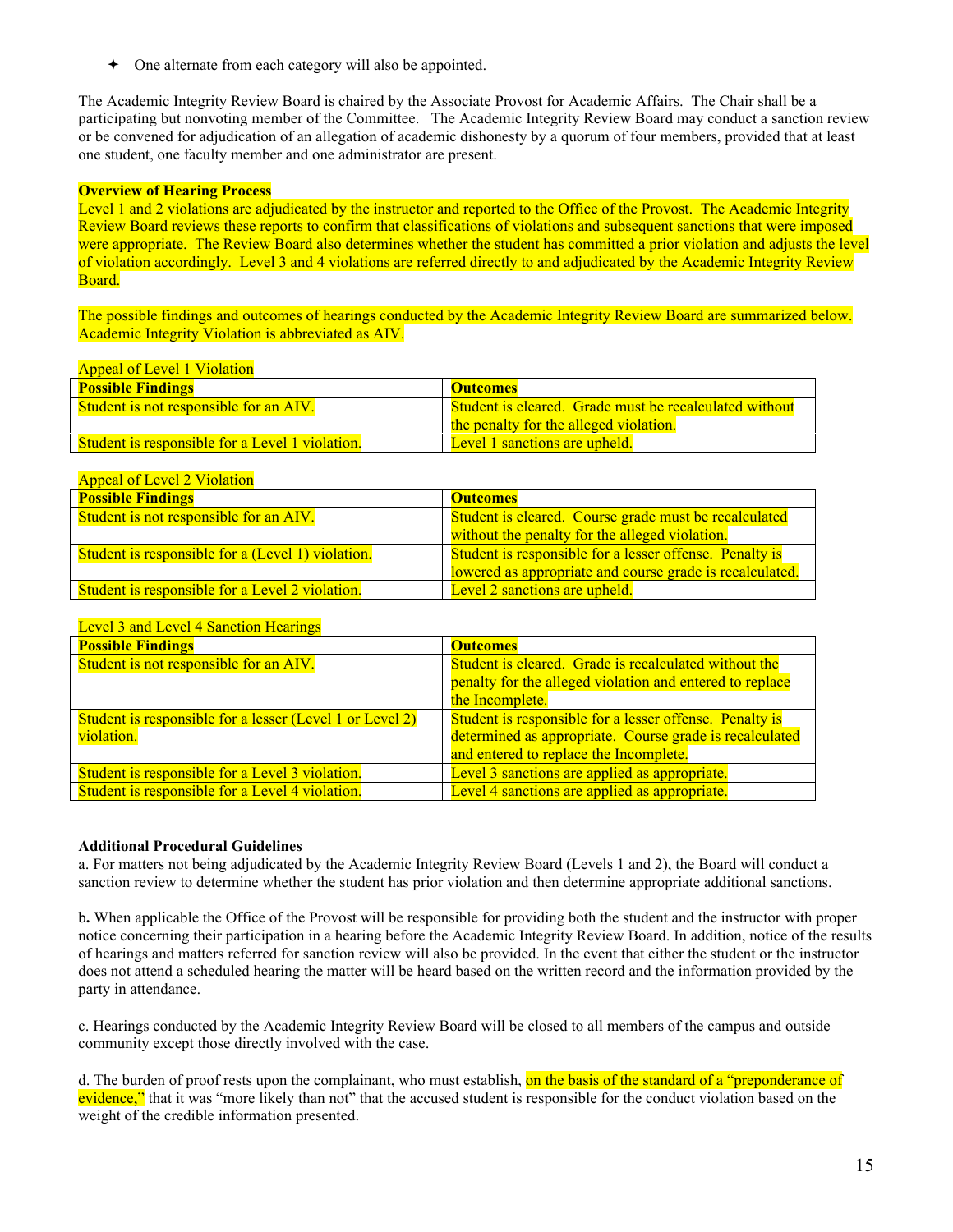- One alternate from each category will also be appointed.

The Academic Integrity Review Board is chaired by the Associate Provost for Academic Affairs. The Chair shall be a participating but nonvoting member of the Committee. The Academic Integrity Review Board may conduct a sanction review or be convened for adjudication of an allegation of academic dishonesty by a quorum of four members, provided that at least one student, one faculty member and one administrator are present.

**Overview of Hearing Process**

Level 1 and 2 violations are adjudicated by the instructor and reported to the Office of the Provost. The Academic Integrity Review Board reviews these reports to confirm that classifications of violations and subsequent sanctions that were imposed were appropriate. The Review Board also determines whether the student has committed a prior violation and adjusts the level of violation accordingly. Level 3 and 4 violations are referred directly to and adjudicated by the Academic Integrity Review Board.

The possible findings and outcomes of hearings conducted by the Academic Integrity Review Board are summarized below. Academic Integrity Violation is abbreviated as AIV.

Appeal of Level 1 Violation

| **Possible Findings** | **Outcomes** |
|---|---|
| Student is not responsible for an AIV. | Student is cleared. Grade must be recalculated without the penalty for the alleged violation. |
| Student is responsible for a Level 1 violation. | Level 1 sanctions are upheld. |

Appeal of Level 2 Violation

| **Possible Findings** | **Outcomes** |
|---|---|
| Student is not responsible for an AIV. | Student is cleared. Course grade must be recalculated without the penalty for the alleged violation. |
| Student is responsible for a (Level 1) violation. | Student is responsible for a lesser offense. Penalty is lowered as appropriate and course grade is recalculated. |
| Student is responsible for a Level 2 violation. | Level 2 sanctions are upheld. |

Level 3 and Level 4 Sanction Hearings

| **Possible Findings** | **Outcomes** |
|---|---|
| Student is not responsible for an AIV. | Student is cleared. Grade is recalculated without the penalty for the alleged violation and entered to replace the Incomplete. |
| Student is responsible for a lesser (Level 1 or Level 2) violation. | Student is responsible for a lesser offense. Penalty is determined as appropriate. Course grade is recalculated and entered to replace the Incomplete. |
| Student is responsible for a Level 3 violation. | Level 3 sanctions are applied as appropriate. |
| Student is responsible for a Level 4 violation. | Level 4 sanctions are applied as appropriate. |

**Additional Procedural Guidelines**

a. For matters not being adjudicated by the Academic Integrity Review Board (Levels 1 and 2), the Board will conduct a sanction review to determine whether the student has prior violation and then determine appropriate additional sanctions.

b**.** When applicable the Office of the Provost will be responsible for providing both the student and the instructor with proper notice concerning their participation in a hearing before the Academic Integrity Review Board. In addition, notice of the results of hearings and matters referred for sanction review will also be provided. In the event that either the student or the instructor does not attend a scheduled hearing the matter will be heard based on the written record and the information provided by the party in attendance.

c. Hearings conducted by the Academic Integrity Review Board will be closed to all members of the campus and outside community except those directly involved with the case.

d. The burden of proof rests upon the complainant, who must establish, on the basis of the standard of a "preponderance of evidence," that it was "more likely than not" that the accused student is responsible for the conduct violation based on the weight of the credible information presented.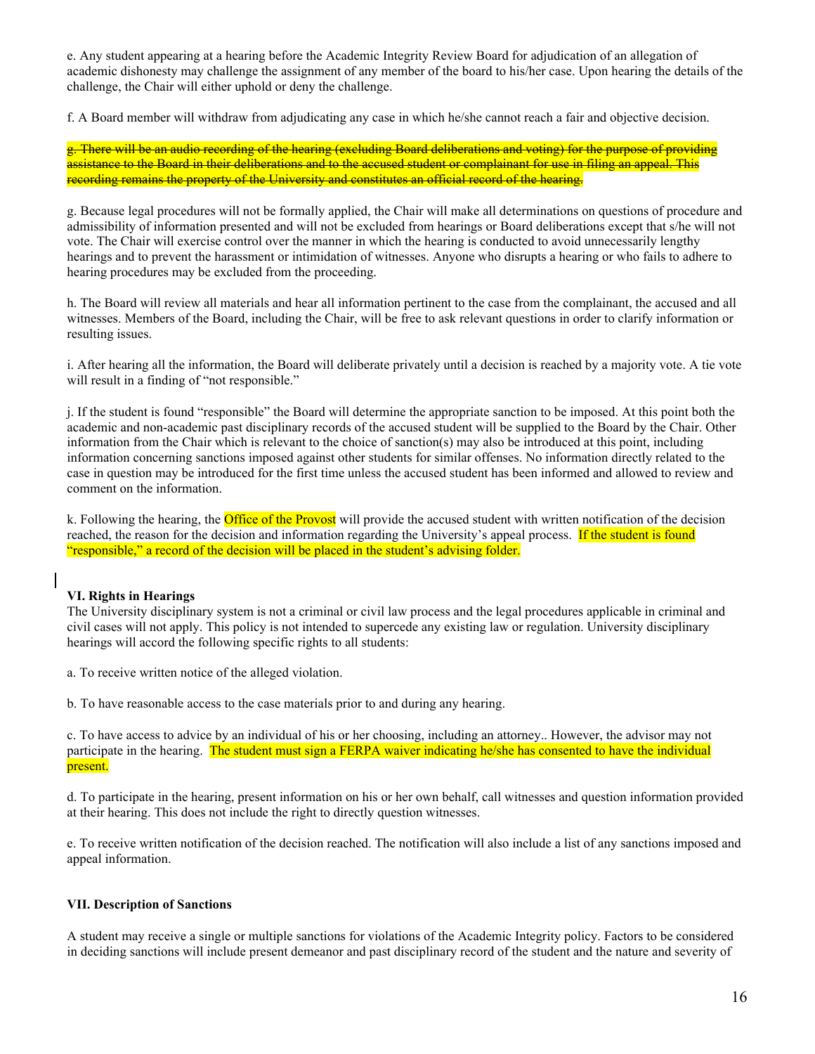e. Any student appearing at a hearing before the Academic Integrity Review Board for adjudication of an allegation of academic dishonesty may challenge the assignment of any member of the board to his/her case. Upon hearing the details of the challenge, the Chair will either uphold or deny the challenge.

f. A Board member will withdraw from adjudicating any case in which he/she cannot reach a fair and objective decision.

~~g. There will be an audio recording of the hearing (excluding Board deliberations and voting) for the purpose of providing assistance to the Board in their deliberations and to the accused student or complainant for use in filing an appeal. This recording remains the property of the University and constitutes an official record of the hearing.~~

g. Because legal procedures will not be formally applied, the Chair will make all determinations on questions of procedure and admissibility of information presented and will not be excluded from hearings or Board deliberations except that s/he will not vote. The Chair will exercise control over the manner in which the hearing is conducted to avoid unnecessarily lengthy hearings and to prevent the harassment or intimidation of witnesses. Anyone who disrupts a hearing or who fails to adhere to hearing procedures may be excluded from the proceeding.

h. The Board will review all materials and hear all information pertinent to the case from the complainant, the accused and all witnesses. Members of the Board, including the Chair, will be free to ask relevant questions in order to clarify information or resulting issues.

i. After hearing all the information, the Board will deliberate privately until a decision is reached by a majority vote. A tie vote will result in a finding of "not responsible."

j. If the student is found "responsible" the Board will determine the appropriate sanction to be imposed. At this point both the academic and non-academic past disciplinary records of the accused student will be supplied to the Board by the Chair. Other information from the Chair which is relevant to the choice of sanction(s) may also be introduced at this point, including information concerning sanctions imposed against other students for similar offenses. No information directly related to the case in question may be introduced for the first time unless the accused student has been informed and allowed to review and comment on the information.

k. Following the hearing, the Office of the Provost will provide the accused student with written notification of the decision reached, the reason for the decision and information regarding the University's appeal process. If the student is found "responsible," a record of the decision will be placed in the student's advising folder.

### VI. Rights in Hearings

The University disciplinary system is not a criminal or civil law process and the legal procedures applicable in criminal and civil cases will not apply. This policy is not intended to supercede any existing law or regulation. University disciplinary hearings will accord the following specific rights to all students:

a. To receive written notice of the alleged violation.

b. To have reasonable access to the case materials prior to and during any hearing.

c. To have access to advice by an individual of his or her choosing, including an attorney.. However, the advisor may not participate in the hearing. The student must sign a FERPA waiver indicating he/she has consented to have the individual present.

d. To participate in the hearing, present information on his or her own behalf, call witnesses and question information provided at their hearing. This does not include the right to directly question witnesses.

e. To receive written notification of the decision reached. The notification will also include a list of any sanctions imposed and appeal information.

### VII. Description of Sanctions

A student may receive a single or multiple sanctions for violations of the Academic Integrity policy. Factors to be considered in deciding sanctions will include present demeanor and past disciplinary record of the student and the nature and severity of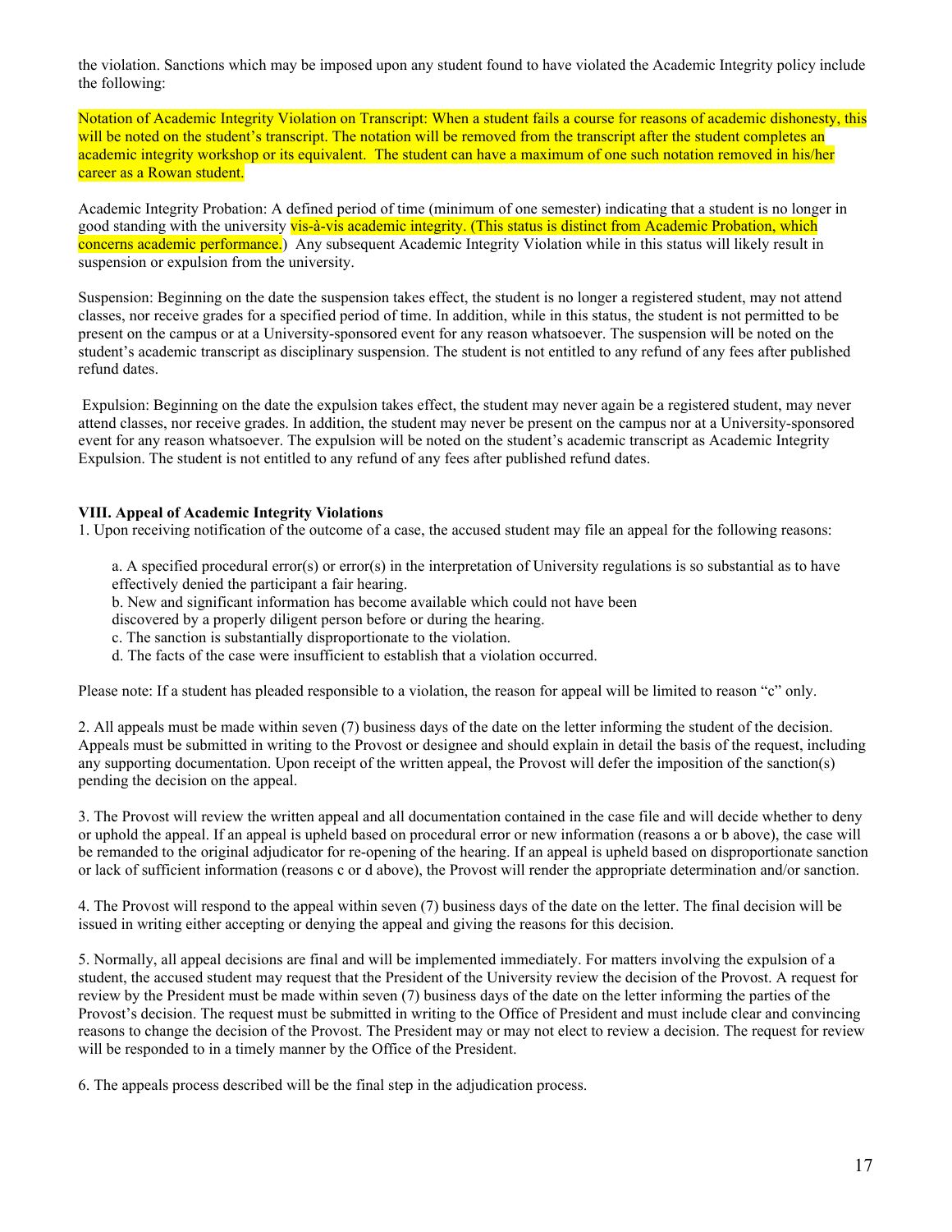the violation. Sanctions which may be imposed upon any student found to have violated the Academic Integrity policy include the following:

Notation of Academic Integrity Violation on Transcript: When a student fails a course for reasons of academic dishonesty, this will be noted on the student's transcript. The notation will be removed from the transcript after the student completes an academic integrity workshop or its equivalent. The student can have a maximum of one such notation removed in his/her career as a Rowan student.

Academic Integrity Probation: A defined period of time (minimum of one semester) indicating that a student is no longer in good standing with the university vis-à-vis academic integrity. (This status is distinct from Academic Probation, which concerns academic performance.) Any subsequent Academic Integrity Violation while in this status will likely result in suspension or expulsion from the university.

Suspension: Beginning on the date the suspension takes effect, the student is no longer a registered student, may not attend classes, nor receive grades for a specified period of time. In addition, while in this status, the student is not permitted to be present on the campus or at a University-sponsored event for any reason whatsoever. The suspension will be noted on the student's academic transcript as disciplinary suspension. The student is not entitled to any refund of any fees after published refund dates.

Expulsion: Beginning on the date the expulsion takes effect, the student may never again be a registered student, may never attend classes, nor receive grades. In addition, the student may never be present on the campus nor at a University-sponsored event for any reason whatsoever. The expulsion will be noted on the student's academic transcript as Academic Integrity Expulsion. The student is not entitled to any refund of any fees after published refund dates.

**VIII. Appeal of Academic Integrity Violations**

1. Upon receiving notification of the outcome of a case, the accused student may file an appeal for the following reasons:

   a. A specified procedural error(s) or error(s) in the interpretation of University regulations is so substantial as to have effectively denied the participant a fair hearing.
   b. New and significant information has become available which could not have been discovered by a properly diligent person before or during the hearing.
   c. The sanction is substantially disproportionate to the violation.
   d. The facts of the case were insufficient to establish that a violation occurred.

Please note: If a student has pleaded responsible to a violation, the reason for appeal will be limited to reason "c" only.

2. All appeals must be made within seven (7) business days of the date on the letter informing the student of the decision. Appeals must be submitted in writing to the Provost or designee and should explain in detail the basis of the request, including any supporting documentation. Upon receipt of the written appeal, the Provost will defer the imposition of the sanction(s) pending the decision on the appeal.

3. The Provost will review the written appeal and all documentation contained in the case file and will decide whether to deny or uphold the appeal. If an appeal is upheld based on procedural error or new information (reasons a or b above), the case will be remanded to the original adjudicator for re-opening of the hearing. If an appeal is upheld based on disproportionate sanction or lack of sufficient information (reasons c or d above), the Provost will render the appropriate determination and/or sanction.

4. The Provost will respond to the appeal within seven (7) business days of the date on the letter. The final decision will be issued in writing either accepting or denying the appeal and giving the reasons for this decision.

5. Normally, all appeal decisions are final and will be implemented immediately. For matters involving the expulsion of a student, the accused student may request that the President of the University review the decision of the Provost. A request for review by the President must be made within seven (7) business days of the date on the letter informing the parties of the Provost's decision. The request must be submitted in writing to the Office of President and must include clear and convincing reasons to change the decision of the Provost. The President may or may not elect to review a decision. The request for review will be responded to in a timely manner by the Office of the President.

6. The appeals process described will be the final step in the adjudication process.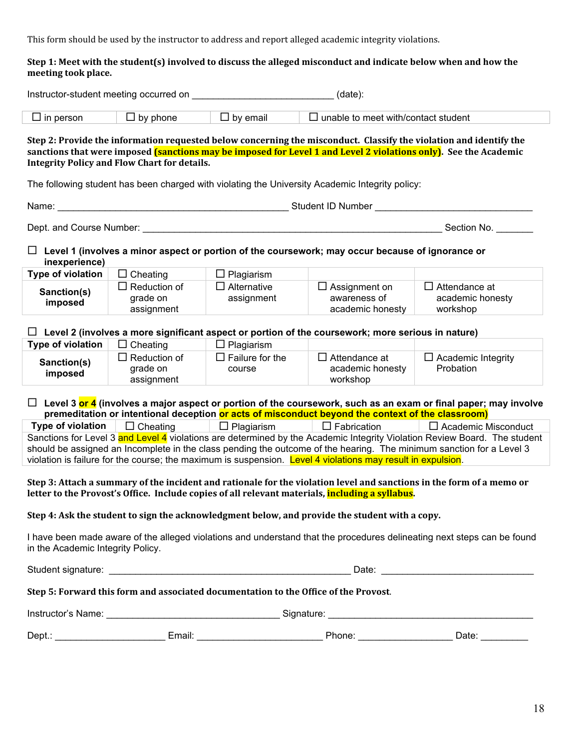This form should be used by the instructor to address and report alleged academic integrity violations.

**Step 1: Meet with the student(s) involved to discuss the alleged misconduct and indicate below when and how the meeting took place.**

Instructor-student meeting occurred on ___________________________ (date):

| ☐ in person | ☐ by phone | ☐ by email | ☐ unable to meet with/contact student |
|---|---|---|---|

**Step 2: Provide the information requested below concerning the misconduct. Classify the violation and identify the sanctions that were imposed (sanctions may be imposed for Level 1 and Level 2 violations only). See the Academic Integrity Policy and Flow Chart for details.**

The following student has been charged with violating the University Academic Integrity policy:

Name: _____________________________________________ Student ID Number ______________________________

Dept. and Course Number: _________________________________________________________ Section No. _______

☐ **Level 1 (involves a minor aspect or portion of the coursework; may occur because of ignorance or inexperience)**

| **Type of violation** | ☐ Cheating | ☐ Plagiarism | | |
|---|---|---|---|---|
| **Sanction(s) imposed** | ☐ Reduction of grade on assignment | ☐ Alternative assignment | ☐ Assignment on awareness of academic honesty | ☐ Attendance at academic honesty workshop |

☐ **Level 2 (involves a more significant aspect or portion of the coursework; more serious in nature)**

| **Type of violation** | ☐ Cheating | ☐ Plagiarism | | |
|---|---|---|---|---|
| **Sanction(s) imposed** | ☐ Reduction of grade on assignment | ☐ Failure for the course | ☐ Attendance at academic honesty workshop | ☐ Academic Integrity Probation |

☐ **Level 3 or 4 (involves a major aspect or portion of the coursework, such as an exam or final paper; may involve premeditation or intentional deception or acts of misconduct beyond the context of the classroom)**

| **Type of violation** | ☐ Cheating | ☐ Plagiarism | ☐ Fabrication | ☐ Academic Misconduct |
|---|---|---|---|---|
| Sanctions for Level 3 and Level 4 violations are determined by the Academic Integrity Violation Review Board. The student should be assigned an Incomplete in the class pending the outcome of the hearing. The minimum sanction for a Level 3 violation is failure for the course; the maximum is suspension. Level 4 violations may result in expulsion. | | | | |

**Step 3: Attach a summary of the incident and rationale for the violation level and sanctions in the form of a memo or letter to the Provost's Office. Include copies of all relevant materials, including a syllabus.**

**Step 4: Ask the student to sign the acknowledgment below, and provide the student with a copy.**

I have been made aware of the alleged violations and understand that the procedures delineating next steps can be found in the Academic Integrity Policy.

Student signature: ______________________________________________ Date: ____________________________

**Step 5: Forward this form and associated documentation to the Office of the Provost.**

Instructor's Name: _________________________________ Signature: _______________________________________

Dept.: _____________________ Email: ________________________ Phone: _________________ Date: _________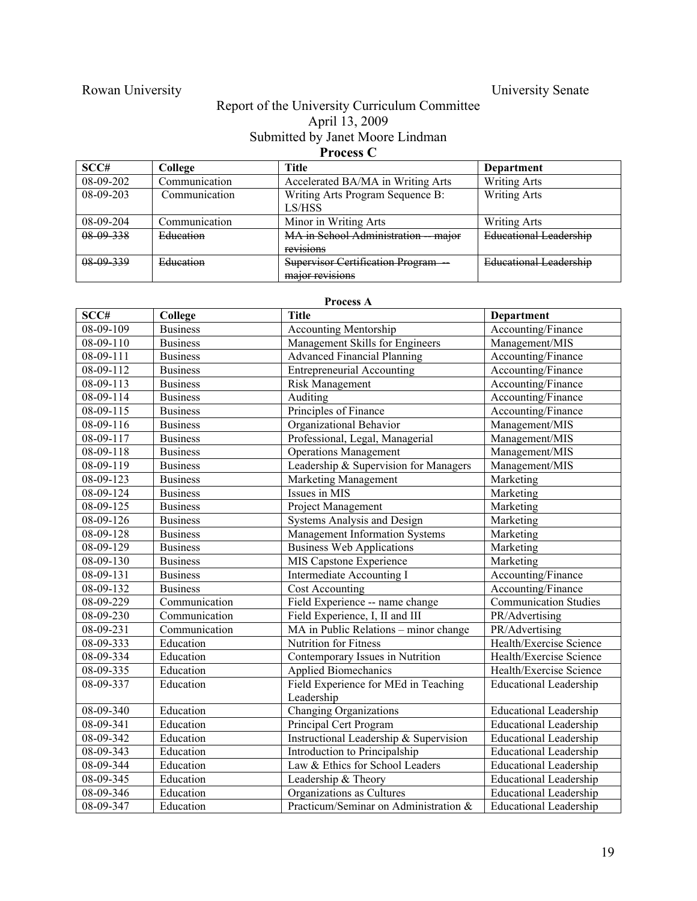Rowan University | University Senate

# Report of the University Curriculum Committee

April 13, 2009

Submitted by Janet Moore Lindman

## Process C

| SCC# | College | Title | Department |
|---|---|---|---|
| 08-09-202 | Communication | Accelerated BA/MA in Writing Arts | Writing Arts |
| 08-09-203 | Communication | Writing Arts Program Sequence B: LS/HSS | Writing Arts |
| 08-09-204 | Communication | Minor in Writing Arts | Writing Arts |
| ~~08-09-338~~ | ~~Education~~ | ~~MA in School Administration -- major revisions~~ | ~~Educational Leadership~~ |
| ~~08-09-339~~ | ~~Education~~ | ~~Supervisor Certification Program -- major revisions~~ | ~~Educational Leadership~~ |

## Process A

| SCC# | College | Title | Department |
|---|---|---|---|
| 08-09-109 | Business | Accounting Mentorship | Accounting/Finance |
| 08-09-110 | Business | Management Skills for Engineers | Management/MIS |
| 08-09-111 | Business | Advanced Financial Planning | Accounting/Finance |
| 08-09-112 | Business | Entrepreneurial Accounting | Accounting/Finance |
| 08-09-113 | Business | Risk Management | Accounting/Finance |
| 08-09-114 | Business | Auditing | Accounting/Finance |
| 08-09-115 | Business | Principles of Finance | Accounting/Finance |
| 08-09-116 | Business | Organizational Behavior | Management/MIS |
| 08-09-117 | Business | Professional, Legal, Managerial | Management/MIS |
| 08-09-118 | Business | Operations Management | Management/MIS |
| 08-09-119 | Business | Leadership & Supervision for Managers | Management/MIS |
| 08-09-123 | Business | Marketing Management | Marketing |
| 08-09-124 | Business | Issues in MIS | Marketing |
| 08-09-125 | Business | Project Management | Marketing |
| 08-09-126 | Business | Systems Analysis and Design | Marketing |
| 08-09-128 | Business | Management Information Systems | Marketing |
| 08-09-129 | Business | Business Web Applications | Marketing |
| 08-09-130 | Business | MIS Capstone Experience | Marketing |
| 08-09-131 | Business | Intermediate Accounting I | Accounting/Finance |
| 08-09-132 | Business | Cost Accounting | Accounting/Finance |
| 08-09-229 | Communication | Field Experience -- name change | Communication Studies |
| 08-09-230 | Communication | Field Experience, I, II and III | PR/Advertising |
| 08-09-231 | Communication | MA in Public Relations – minor change | PR/Advertising |
| 08-09-333 | Education | Nutrition for Fitness | Health/Exercise Science |
| 08-09-334 | Education | Contemporary Issues in Nutrition | Health/Exercise Science |
| 08-09-335 | Education | Applied Biomechanics | Health/Exercise Science |
| 08-09-337 | Education | Field Experience for MEd in Teaching Leadership | Educational Leadership |
| 08-09-340 | Education | Changing Organizations | Educational Leadership |
| 08-09-341 | Education | Principal Cert Program | Educational Leadership |
| 08-09-342 | Education | Instructional Leadership & Supervision | Educational Leadership |
| 08-09-343 | Education | Introduction to Principalship | Educational Leadership |
| 08-09-344 | Education | Law & Ethics for School Leaders | Educational Leadership |
| 08-09-345 | Education | Leadership & Theory | Educational Leadership |
| 08-09-346 | Education | Organizations as Cultures | Educational Leadership |
| 08-09-347 | Education | Practicum/Seminar on Administration & | Educational Leadership |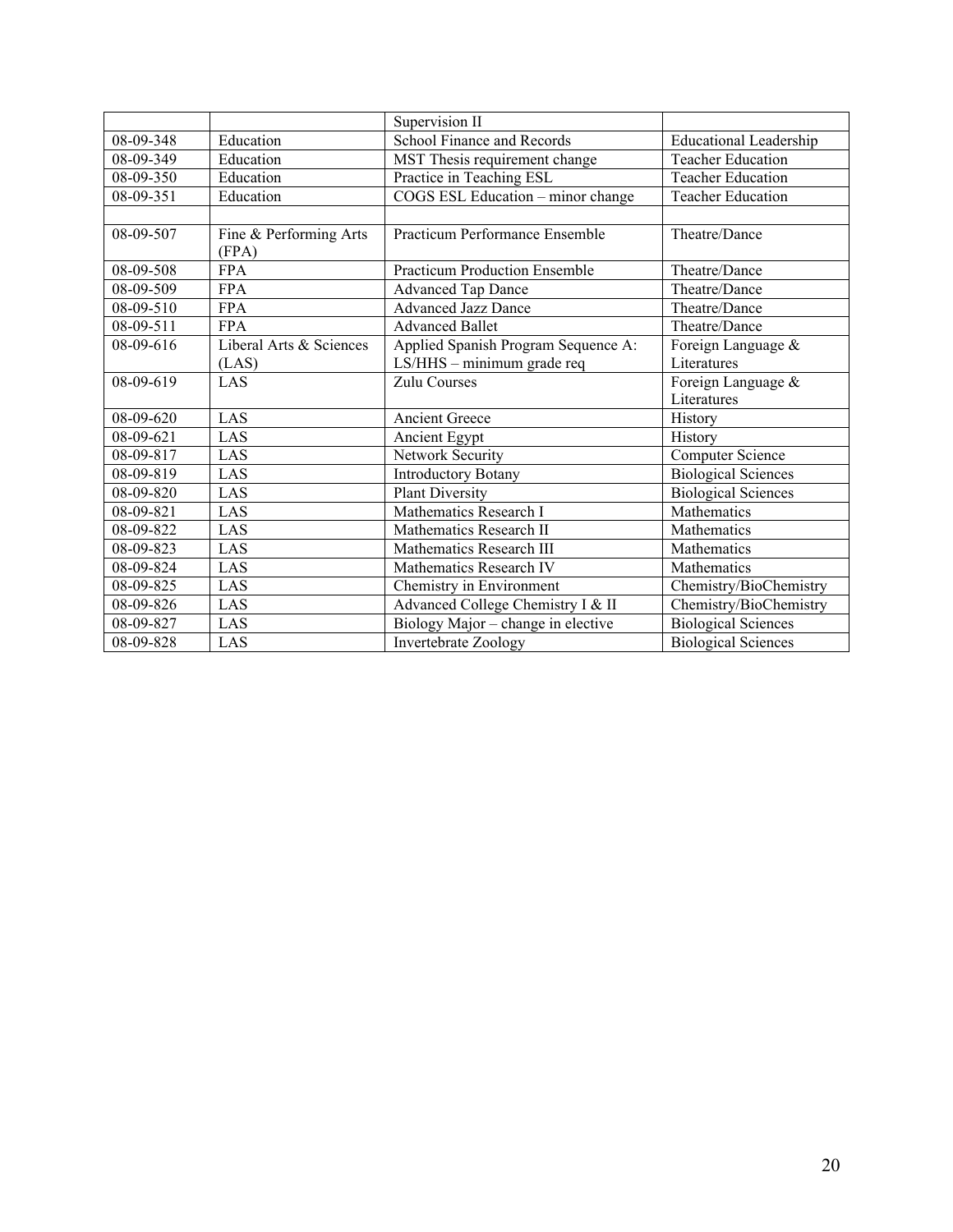| | | Supervision II | |
|---|---|---|---|
| 08-09-348 | Education | School Finance and Records | Educational Leadership |
| 08-09-349 | Education | MST Thesis requirement change | Teacher Education |
| 08-09-350 | Education | Practice in Teaching ESL | Teacher Education |
| 08-09-351 | Education | COGS ESL Education – minor change | Teacher Education |
| | | | |
| 08-09-507 | Fine & Performing Arts (FPA) | Practicum Performance Ensemble | Theatre/Dance |
| 08-09-508 | FPA | Practicum Production Ensemble | Theatre/Dance |
| 08-09-509 | FPA | Advanced Tap Dance | Theatre/Dance |
| 08-09-510 | FPA | Advanced Jazz Dance | Theatre/Dance |
| 08-09-511 | FPA | Advanced Ballet | Theatre/Dance |
| 08-09-616 | Liberal Arts & Sciences (LAS) | Applied Spanish Program Sequence A: LS/HHS – minimum grade req | Foreign Language & Literatures |
| 08-09-619 | LAS | Zulu Courses | Foreign Language & Literatures |
| 08-09-620 | LAS | Ancient Greece | History |
| 08-09-621 | LAS | Ancient Egypt | History |
| 08-09-817 | LAS | Network Security | Computer Science |
| 08-09-819 | LAS | Introductory Botany | Biological Sciences |
| 08-09-820 | LAS | Plant Diversity | Biological Sciences |
| 08-09-821 | LAS | Mathematics Research I | Mathematics |
| 08-09-822 | LAS | Mathematics Research II | Mathematics |
| 08-09-823 | LAS | Mathematics Research III | Mathematics |
| 08-09-824 | LAS | Mathematics Research IV | Mathematics |
| 08-09-825 | LAS | Chemistry in Environment | Chemistry/BioChemistry |
| 08-09-826 | LAS | Advanced College Chemistry I & II | Chemistry/BioChemistry |
| 08-09-827 | LAS | Biology Major – change in elective | Biological Sciences |
| 08-09-828 | LAS | Invertebrate Zoology | Biological Sciences |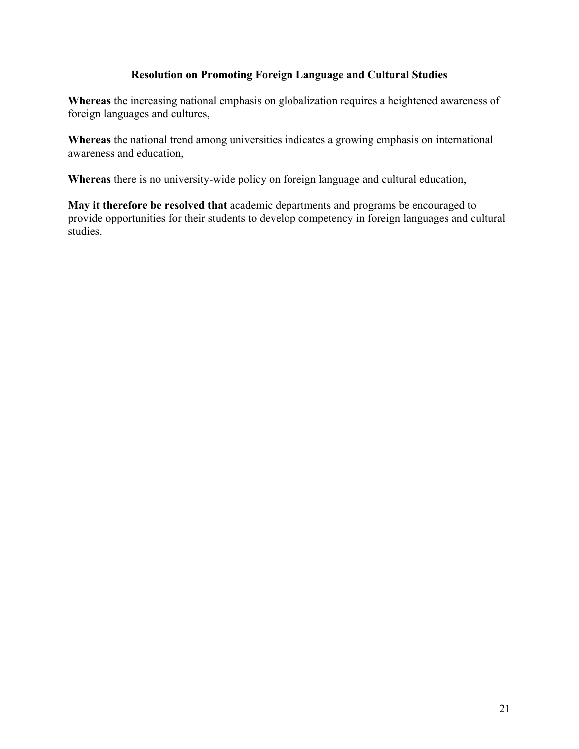## Resolution on Promoting Foreign Language and Cultural Studies

**Whereas** the increasing national emphasis on globalization requires a heightened awareness of foreign languages and cultures,

**Whereas** the national trend among universities indicates a growing emphasis on international awareness and education,

**Whereas** there is no university-wide policy on foreign language and cultural education,

**May it therefore be resolved that** academic departments and programs be encouraged to provide opportunities for their students to develop competency in foreign languages and cultural studies.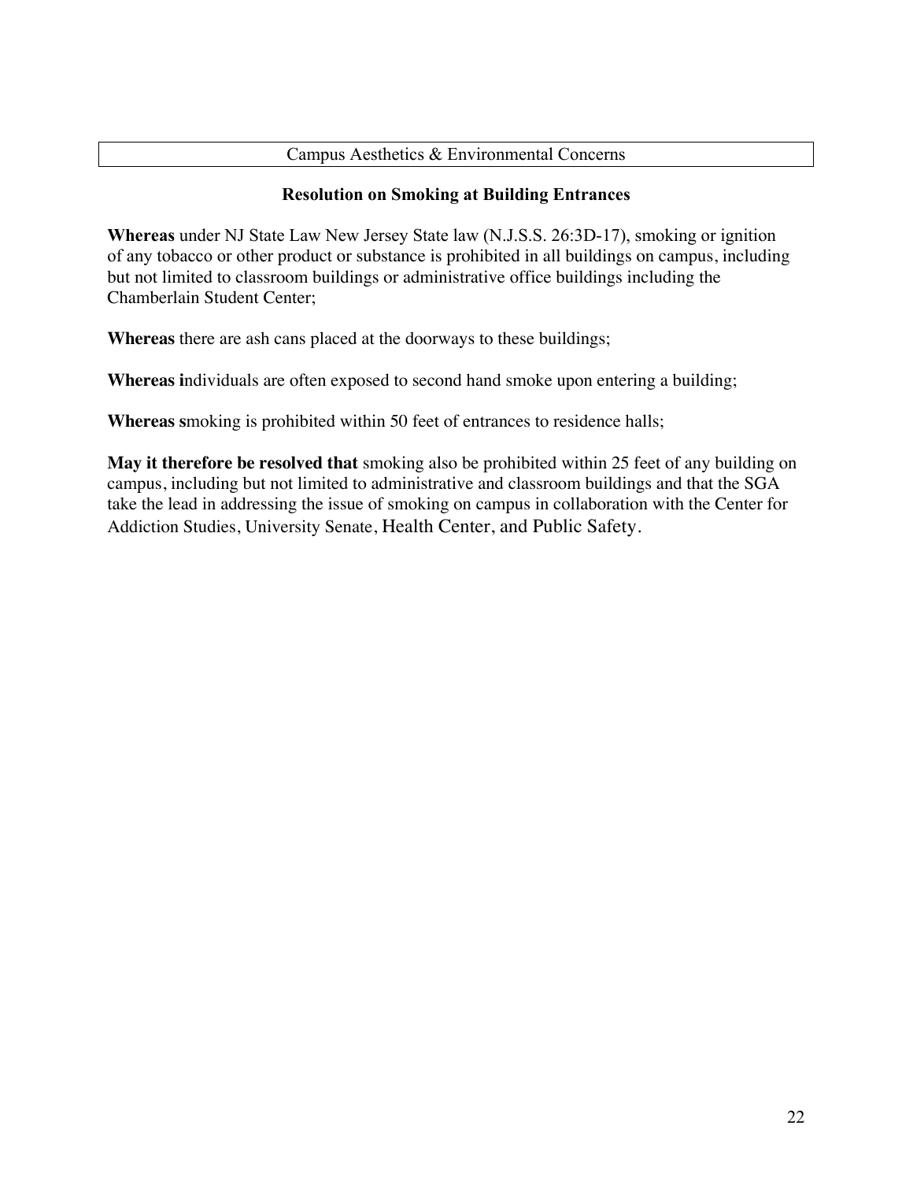Campus Aesthetics & Environmental Concerns

## Resolution on Smoking at Building Entrances

**Whereas** under NJ State Law New Jersey State law (N.J.S.S. 26:3D-17), smoking or ignition of any tobacco or other product or substance is prohibited in all buildings on campus, including but not limited to classroom buildings or administrative office buildings including the Chamberlain Student Center;

**Whereas** there are ash cans placed at the doorways to these buildings;

**Whereas i**ndividuals are often exposed to second hand smoke upon entering a building;

**Whereas s**moking is prohibited within 50 feet of entrances to residence halls;

**May it therefore be resolved that** smoking also be prohibited within 25 feet of any building on campus, including but not limited to administrative and classroom buildings and that the SGA take the lead in addressing the issue of smoking on campus in collaboration with the Center for Addiction Studies, University Senate, Health Center, and Public Safety.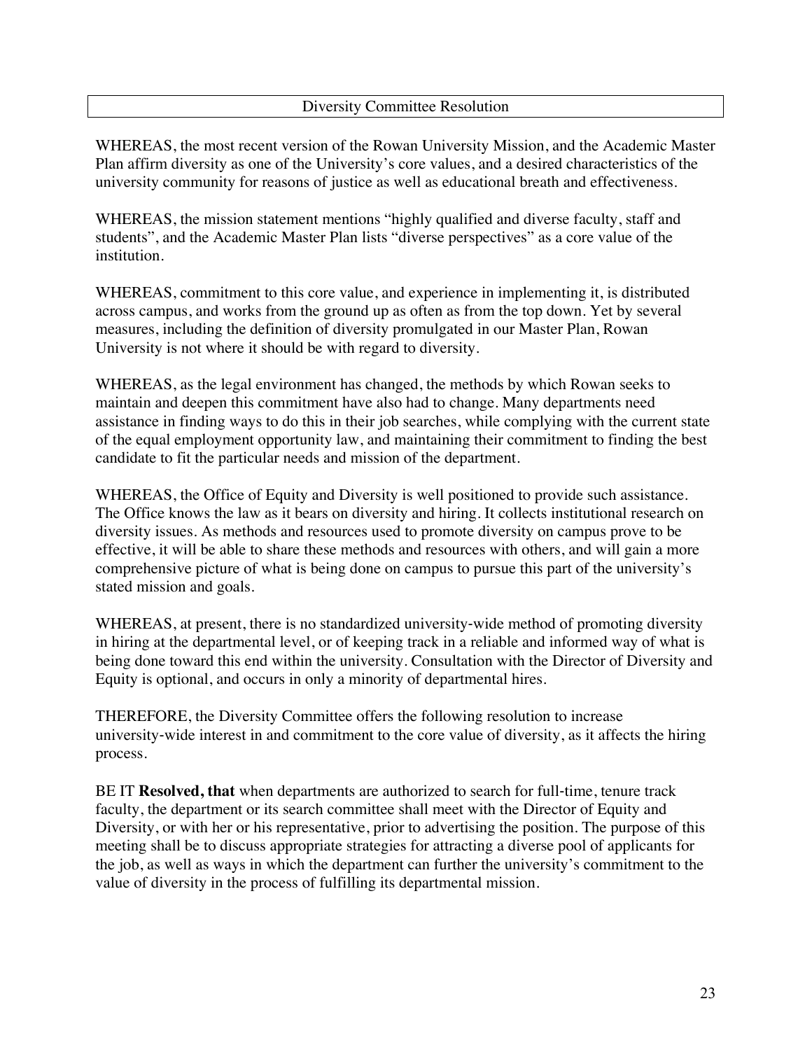## Diversity Committee Resolution

WHEREAS, the most recent version of the Rowan University Mission, and the Academic Master Plan affirm diversity as one of the University's core values, and a desired characteristics of the university community for reasons of justice as well as educational breath and effectiveness.

WHEREAS, the mission statement mentions "highly qualified and diverse faculty, staff and students", and the Academic Master Plan lists "diverse perspectives" as a core value of the institution.

WHEREAS, commitment to this core value, and experience in implementing it, is distributed across campus, and works from the ground up as often as from the top down. Yet by several measures, including the definition of diversity promulgated in our Master Plan, Rowan University is not where it should be with regard to diversity.

WHEREAS, as the legal environment has changed, the methods by which Rowan seeks to maintain and deepen this commitment have also had to change. Many departments need assistance in finding ways to do this in their job searches, while complying with the current state of the equal employment opportunity law, and maintaining their commitment to finding the best candidate to fit the particular needs and mission of the department.

WHEREAS, the Office of Equity and Diversity is well positioned to provide such assistance. The Office knows the law as it bears on diversity and hiring. It collects institutional research on diversity issues. As methods and resources used to promote diversity on campus prove to be effective, it will be able to share these methods and resources with others, and will gain a more comprehensive picture of what is being done on campus to pursue this part of the university's stated mission and goals.

WHEREAS, at present, there is no standardized university-wide method of promoting diversity in hiring at the departmental level, or of keeping track in a reliable and informed way of what is being done toward this end within the university. Consultation with the Director of Diversity and Equity is optional, and occurs in only a minority of departmental hires.

THEREFORE, the Diversity Committee offers the following resolution to increase university-wide interest in and commitment to the core value of diversity, as it affects the hiring process.

BE IT **Resolved, that** when departments are authorized to search for full-time, tenure track faculty, the department or its search committee shall meet with the Director of Equity and Diversity, or with her or his representative, prior to advertising the position. The purpose of this meeting shall be to discuss appropriate strategies for attracting a diverse pool of applicants for the job, as well as ways in which the department can further the university's commitment to the value of diversity in the process of fulfilling its departmental mission.